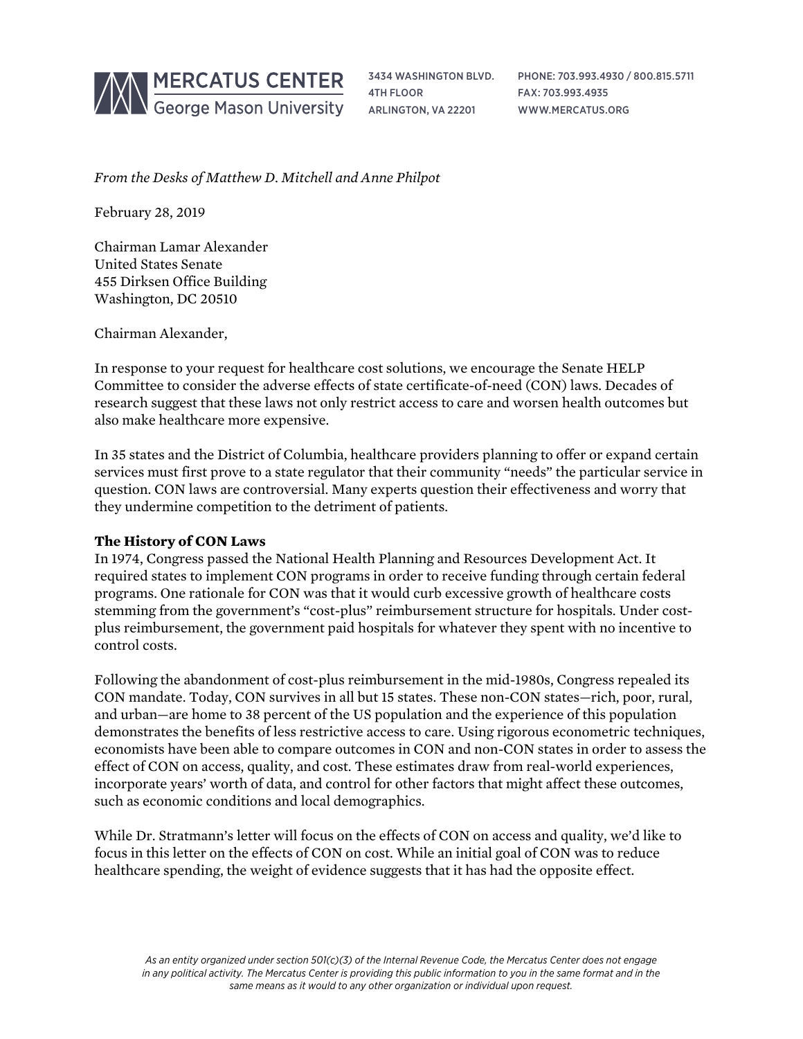MERCATUS CENTER
George Mason University

3434 WASHINGTON BLVD.
4TH FLOOR
ARLINGTON, VA 22201

PHONE: 703.993.4930 / 800.815.5711
FAX: 703.993.4935
WWW.MERCATUS.ORG

*From the Desks of Matthew D. Mitchell and Anne Philpot*

February 28, 2019

Chairman Lamar Alexander
United States Senate
455 Dirksen Office Building
Washington, DC 20510

Chairman Alexander,

In response to your request for healthcare cost solutions, we encourage the Senate HELP Committee to consider the adverse effects of state certificate-of-need (CON) laws. Decades of research suggest that these laws not only restrict access to care and worsen health outcomes but also make healthcare more expensive.

In 35 states and the District of Columbia, healthcare providers planning to offer or expand certain services must first prove to a state regulator that their community "needs" the particular service in question. CON laws are controversial. Many experts question their effectiveness and worry that they undermine competition to the detriment of patients.

**The History of CON Laws**

In 1974, Congress passed the National Health Planning and Resources Development Act. It required states to implement CON programs in order to receive funding through certain federal programs. One rationale for CON was that it would curb excessive growth of healthcare costs stemming from the government's "cost-plus" reimbursement structure for hospitals. Under cost-plus reimbursement, the government paid hospitals for whatever they spent with no incentive to control costs.

Following the abandonment of cost-plus reimbursement in the mid-1980s, Congress repealed its CON mandate. Today, CON survives in all but 15 states. These non-CON states—rich, poor, rural, and urban—are home to 38 percent of the US population and the experience of this population demonstrates the benefits of less restrictive access to care. Using rigorous econometric techniques, economists have been able to compare outcomes in CON and non-CON states in order to assess the effect of CON on access, quality, and cost. These estimates draw from real-world experiences, incorporate years' worth of data, and control for other factors that might affect these outcomes, such as economic conditions and local demographics.

While Dr. Stratmann's letter will focus on the effects of CON on access and quality, we'd like to focus in this letter on the effects of CON on cost. While an initial goal of CON was to reduce healthcare spending, the weight of evidence suggests that it has had the opposite effect.

*As an entity organized under section 501(c)(3) of the Internal Revenue Code, the Mercatus Center does not engage in any political activity. The Mercatus Center is providing this public information to you in the same format and in the same means as it would to any other organization or individual upon request.*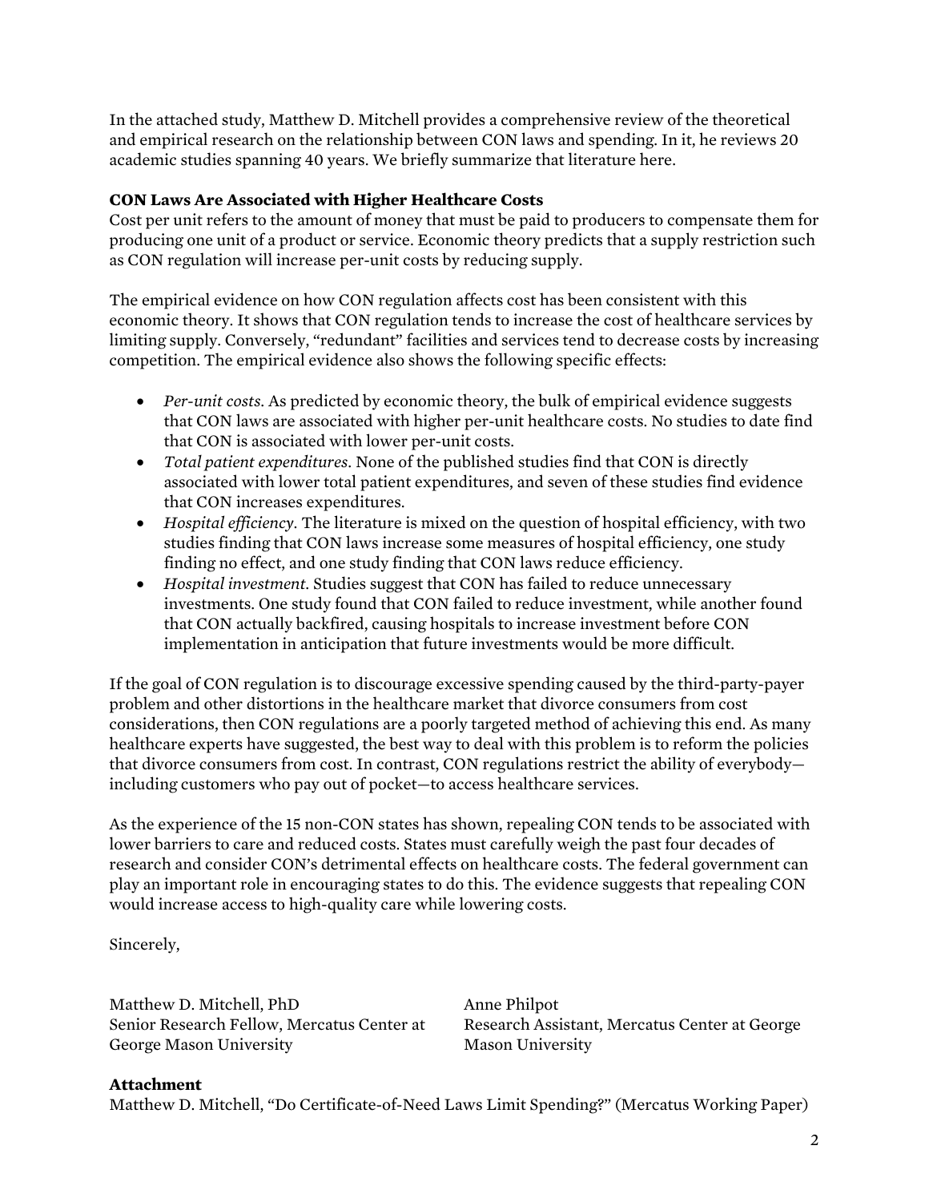In the attached study, Matthew D. Mitchell provides a comprehensive review of the theoretical and empirical research on the relationship between CON laws and spending. In it, he reviews 20 academic studies spanning 40 years. We briefly summarize that literature here.

**CON Laws Are Associated with Higher Healthcare Costs**

Cost per unit refers to the amount of money that must be paid to producers to compensate them for producing one unit of a product or service. Economic theory predicts that a supply restriction such as CON regulation will increase per-unit costs by reducing supply.

The empirical evidence on how CON regulation affects cost has been consistent with this economic theory. It shows that CON regulation tends to increase the cost of healthcare services by limiting supply. Conversely, "redundant" facilities and services tend to decrease costs by increasing competition. The empirical evidence also shows the following specific effects:

- *Per-unit costs*. As predicted by economic theory, the bulk of empirical evidence suggests that CON laws are associated with higher per-unit healthcare costs. No studies to date find that CON is associated with lower per-unit costs.
- *Total patient expenditures*. None of the published studies find that CON is directly associated with lower total patient expenditures, and seven of these studies find evidence that CON increases expenditures.
- *Hospital efficiency*. The literature is mixed on the question of hospital efficiency, with two studies finding that CON laws increase some measures of hospital efficiency, one study finding no effect, and one study finding that CON laws reduce efficiency.
- *Hospital investment*. Studies suggest that CON has failed to reduce unnecessary investments. One study found that CON failed to reduce investment, while another found that CON actually backfired, causing hospitals to increase investment before CON implementation in anticipation that future investments would be more difficult.

If the goal of CON regulation is to discourage excessive spending caused by the third-party-payer problem and other distortions in the healthcare market that divorce consumers from cost considerations, then CON regulations are a poorly targeted method of achieving this end. As many healthcare experts have suggested, the best way to deal with this problem is to reform the policies that divorce consumers from cost. In contrast, CON regulations restrict the ability of everybody—including customers who pay out of pocket—to access healthcare services.

As the experience of the 15 non-CON states has shown, repealing CON tends to be associated with lower barriers to care and reduced costs. States must carefully weigh the past four decades of research and consider CON's detrimental effects on healthcare costs. The federal government can play an important role in encouraging states to do this. The evidence suggests that repealing CON would increase access to high-quality care while lowering costs.

Sincerely,

Matthew D. Mitchell, PhD
Senior Research Fellow, Mercatus Center at George Mason University

Anne Philpot
Research Assistant, Mercatus Center at George Mason University

**Attachment**

Matthew D. Mitchell, "Do Certificate-of-Need Laws Limit Spending?" (Mercatus Working Paper)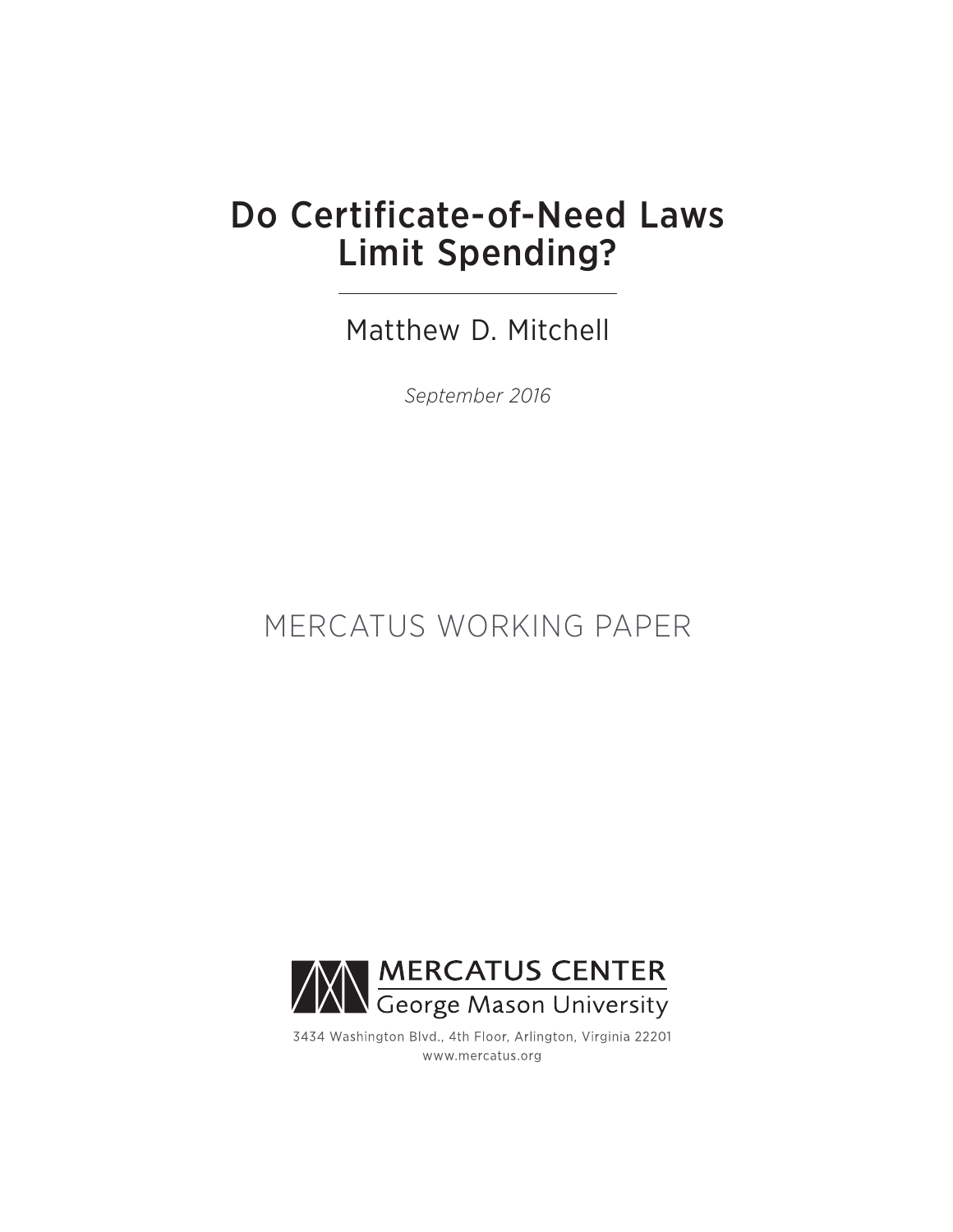# Do Certificate-of-Need Laws Limit Spending?

Matthew D. Mitchell

*September 2016*

MERCATUS WORKING PAPER

MERCATUS CENTER
George Mason University

3434 Washington Blvd., 4th Floor, Arlington, Virginia 22201
www.mercatus.org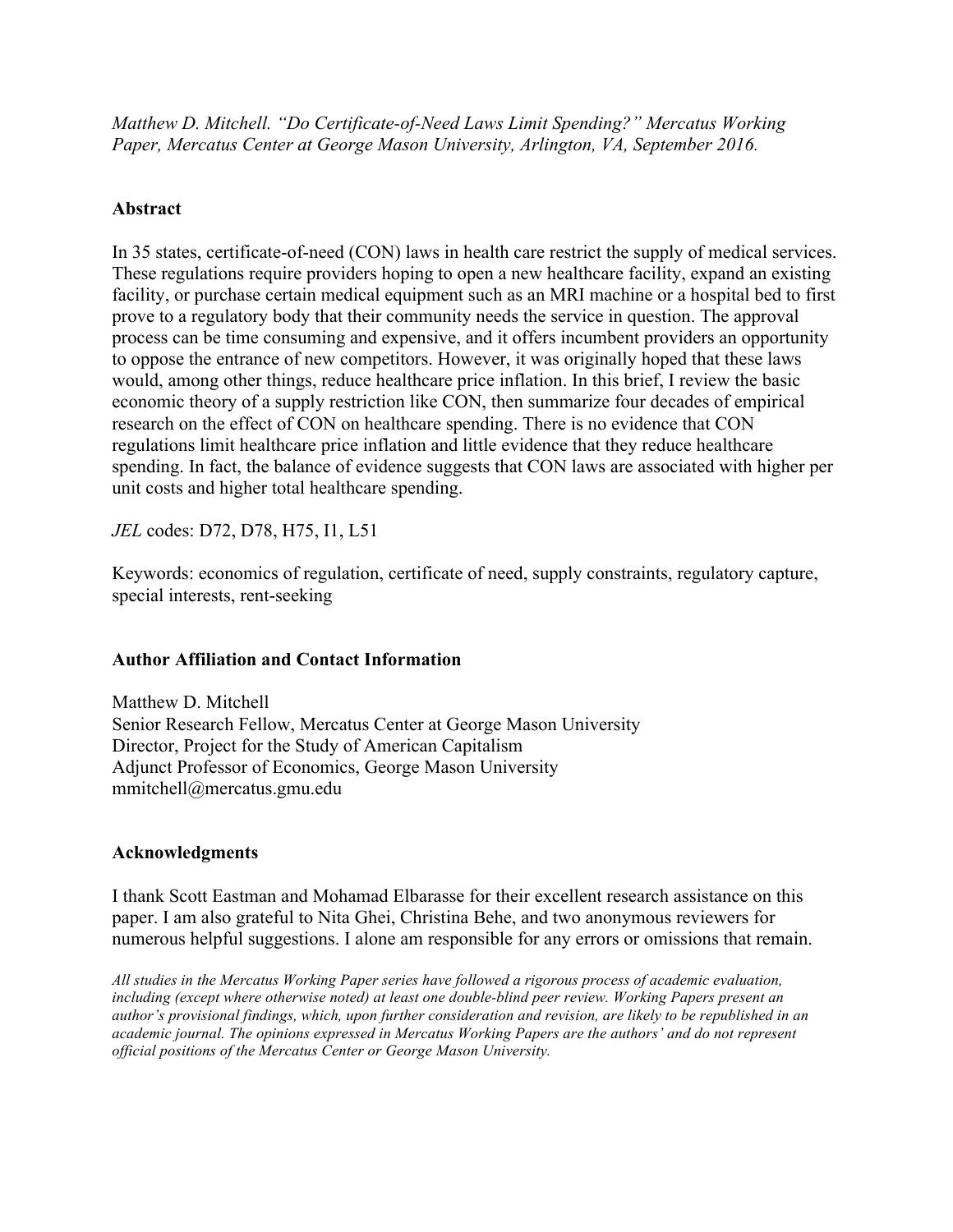*Matthew D. Mitchell. "Do Certificate-of-Need Laws Limit Spending?" Mercatus Working Paper, Mercatus Center at George Mason University, Arlington, VA, September 2016.*

**Abstract**

In 35 states, certificate-of-need (CON) laws in health care restrict the supply of medical services. These regulations require providers hoping to open a new healthcare facility, expand an existing facility, or purchase certain medical equipment such as an MRI machine or a hospital bed to first prove to a regulatory body that their community needs the service in question. The approval process can be time consuming and expensive, and it offers incumbent providers an opportunity to oppose the entrance of new competitors. However, it was originally hoped that these laws would, among other things, reduce healthcare price inflation. In this brief, I review the basic economic theory of a supply restriction like CON, then summarize four decades of empirical research on the effect of CON on healthcare spending. There is no evidence that CON regulations limit healthcare price inflation and little evidence that they reduce healthcare spending. In fact, the balance of evidence suggests that CON laws are associated with higher per unit costs and higher total healthcare spending.

*JEL* codes: D72, D78, H75, I1, L51

Keywords: economics of regulation, certificate of need, supply constraints, regulatory capture, special interests, rent-seeking

**Author Affiliation and Contact Information**

Matthew D. Mitchell
Senior Research Fellow, Mercatus Center at George Mason University
Director, Project for the Study of American Capitalism
Adjunct Professor of Economics, George Mason University
mmitchell@mercatus.gmu.edu

**Acknowledgments**

I thank Scott Eastman and Mohamad Elbarasse for their excellent research assistance on this paper. I am also grateful to Nita Ghei, Christina Behe, and two anonymous reviewers for numerous helpful suggestions. I alone am responsible for any errors or omissions that remain.

*All studies in the Mercatus Working Paper series have followed a rigorous process of academic evaluation, including (except where otherwise noted) at least one double-blind peer review. Working Papers present an author's provisional findings, which, upon further consideration and revision, are likely to be republished in an academic journal. The opinions expressed in Mercatus Working Papers are the authors' and do not represent official positions of the Mercatus Center or George Mason University.*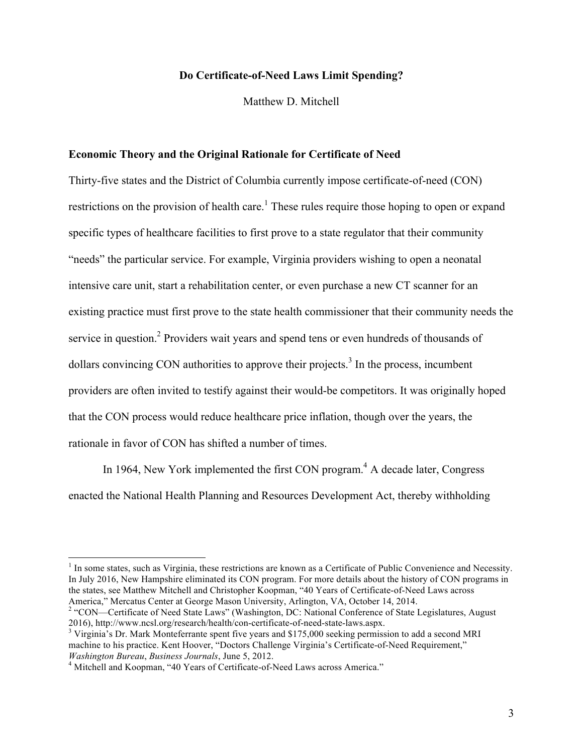**Do Certificate-of-Need Laws Limit Spending?**

Matthew D. Mitchell

## Economic Theory and the Original Rationale for Certificate of Need

Thirty-five states and the District of Columbia currently impose certificate-of-need (CON) restrictions on the provision of health care.[1] These rules require those hoping to open or expand specific types of healthcare facilities to first prove to a state regulator that their community "needs" the particular service. For example, Virginia providers wishing to open a neonatal intensive care unit, start a rehabilitation center, or even purchase a new CT scanner for an existing practice must first prove to the state health commissioner that their community needs the service in question.[2] Providers wait years and spend tens or even hundreds of thousands of dollars convincing CON authorities to approve their projects.[3] In the process, incumbent providers are often invited to testify against their would-be competitors. It was originally hoped that the CON process would reduce healthcare price inflation, though over the years, the rationale in favor of CON has shifted a number of times.

In 1964, New York implemented the first CON program.[4] A decade later, Congress enacted the National Health Planning and Resources Development Act, thereby withholding

---

[1] In some states, such as Virginia, these restrictions are known as a Certificate of Public Convenience and Necessity. In July 2016, New Hampshire eliminated its CON program. For more details about the history of CON programs in the states, see Matthew Mitchell and Christopher Koopman, "40 Years of Certificate-of-Need Laws across America," Mercatus Center at George Mason University, Arlington, VA, October 14, 2014.

[2] "CON—Certificate of Need State Laws" (Washington, DC: National Conference of State Legislatures, August 2016), http://www.ncsl.org/research/health/con-certificate-of-need-state-laws.aspx.

[3] Virginia's Dr. Mark Monteferrante spent five years and $175,000 seeking permission to add a second MRI machine to his practice. Kent Hoover, "Doctors Challenge Virginia's Certificate-of-Need Requirement," *Washington Bureau*, *Business Journals*, June 5, 2012.

[4] Mitchell and Koopman, "40 Years of Certificate-of-Need Laws across America."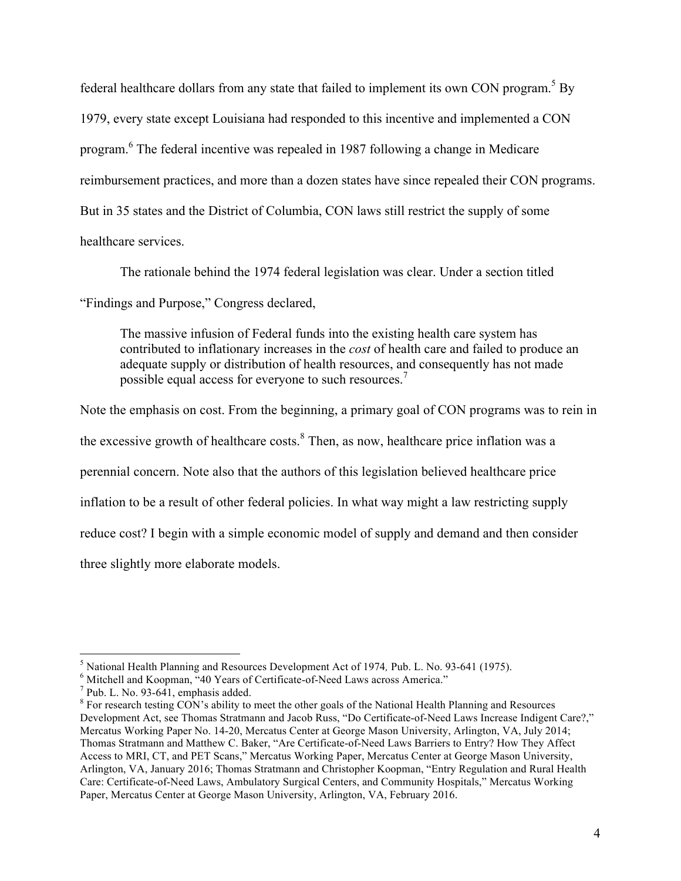federal healthcare dollars from any state that failed to implement its own CON program.[5] By 1979, every state except Louisiana had responded to this incentive and implemented a CON program.[6] The federal incentive was repealed in 1987 following a change in Medicare reimbursement practices, and more than a dozen states have since repealed their CON programs. But in 35 states and the District of Columbia, CON laws still restrict the supply of some healthcare services.

The rationale behind the 1974 federal legislation was clear. Under a section titled "Findings and Purpose," Congress declared,

> The massive infusion of Federal funds into the existing health care system has contributed to inflationary increases in the *cost* of health care and failed to produce an adequate supply or distribution of health resources, and consequently has not made possible equal access for everyone to such resources.[7]

Note the emphasis on cost. From the beginning, a primary goal of CON programs was to rein in the excessive growth of healthcare costs.[8] Then, as now, healthcare price inflation was a perennial concern. Note also that the authors of this legislation believed healthcare price inflation to be a result of other federal policies. In what way might a law restricting supply reduce cost? I begin with a simple economic model of supply and demand and then consider three slightly more elaborate models.

---

[5] National Health Planning and Resources Development Act of 1974*,* Pub. L. No. 93-641 (1975).

[6] Mitchell and Koopman, "40 Years of Certificate-of-Need Laws across America."

[7] Pub. L. No. 93-641, emphasis added.

[8] For research testing CON's ability to meet the other goals of the National Health Planning and Resources Development Act, see Thomas Stratmann and Jacob Russ, "Do Certificate-of-Need Laws Increase Indigent Care?," Mercatus Working Paper No. 14-20, Mercatus Center at George Mason University, Arlington, VA, July 2014; Thomas Stratmann and Matthew C. Baker, "Are Certificate-of-Need Laws Barriers to Entry? How They Affect Access to MRI, CT, and PET Scans," Mercatus Working Paper, Mercatus Center at George Mason University, Arlington, VA, January 2016; Thomas Stratmann and Christopher Koopman, "Entry Regulation and Rural Health Care: Certificate-of-Need Laws, Ambulatory Surgical Centers, and Community Hospitals," Mercatus Working Paper, Mercatus Center at George Mason University, Arlington, VA, February 2016.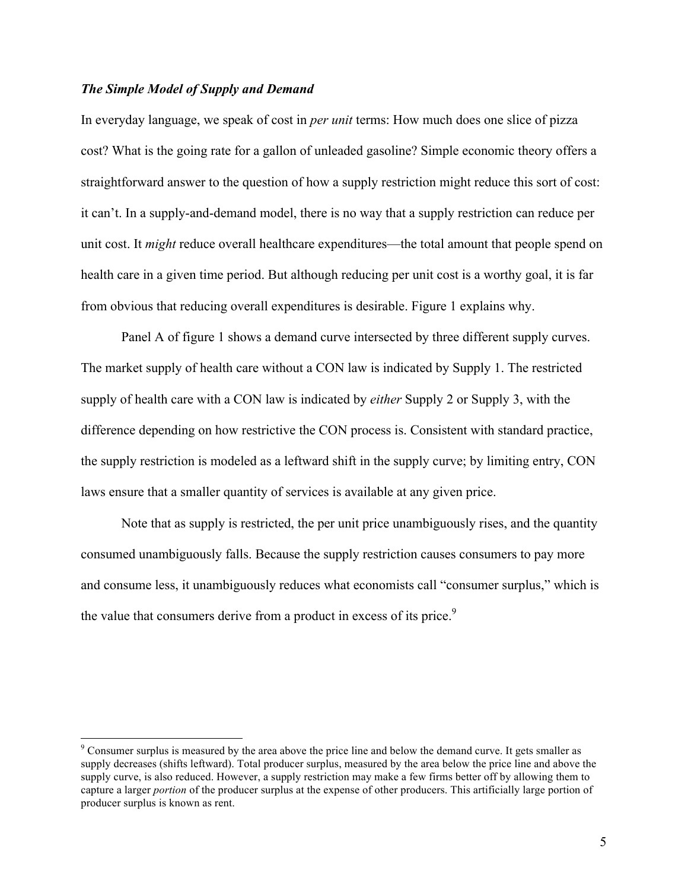### *The Simple Model of Supply and Demand*

In everyday language, we speak of cost in *per unit* terms: How much does one slice of pizza cost? What is the going rate for a gallon of unleaded gasoline? Simple economic theory offers a straightforward answer to the question of how a supply restriction might reduce this sort of cost: it can't. In a supply-and-demand model, there is no way that a supply restriction can reduce per unit cost. It *might* reduce overall healthcare expenditures—the total amount that people spend on health care in a given time period. But although reducing per unit cost is a worthy goal, it is far from obvious that reducing overall expenditures is desirable. Figure 1 explains why.

Panel A of figure 1 shows a demand curve intersected by three different supply curves. The market supply of health care without a CON law is indicated by Supply 1. The restricted supply of health care with a CON law is indicated by *either* Supply 2 or Supply 3, with the difference depending on how restrictive the CON process is. Consistent with standard practice, the supply restriction is modeled as a leftward shift in the supply curve; by limiting entry, CON laws ensure that a smaller quantity of services is available at any given price.

Note that as supply is restricted, the per unit price unambiguously rises, and the quantity consumed unambiguously falls. Because the supply restriction causes consumers to pay more and consume less, it unambiguously reduces what economists call "consumer surplus," which is the value that consumers derive from a product in excess of its price.[9]

---

[9] Consumer surplus is measured by the area above the price line and below the demand curve. It gets smaller as supply decreases (shifts leftward). Total producer surplus, measured by the area below the price line and above the supply curve, is also reduced. However, a supply restriction may make a few firms better off by allowing them to capture a larger *portion* of the producer surplus at the expense of other producers. This artificially large portion of producer surplus is known as rent.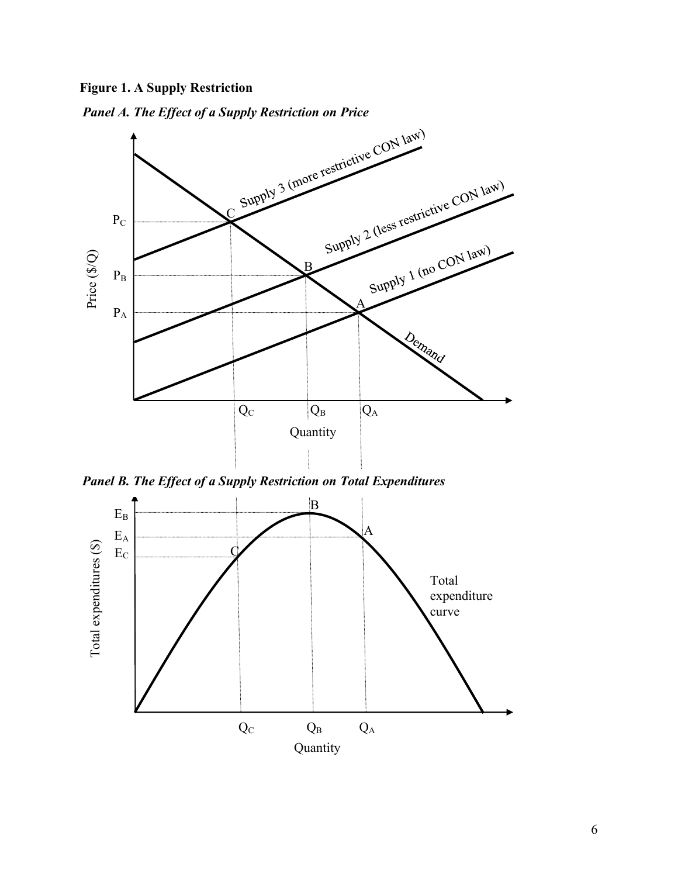**Figure 1. A Supply Restriction**

***Panel A. The Effect of a Supply Restriction on Price***

***Panel B. The Effect of a Supply Restriction on Total Expenditures***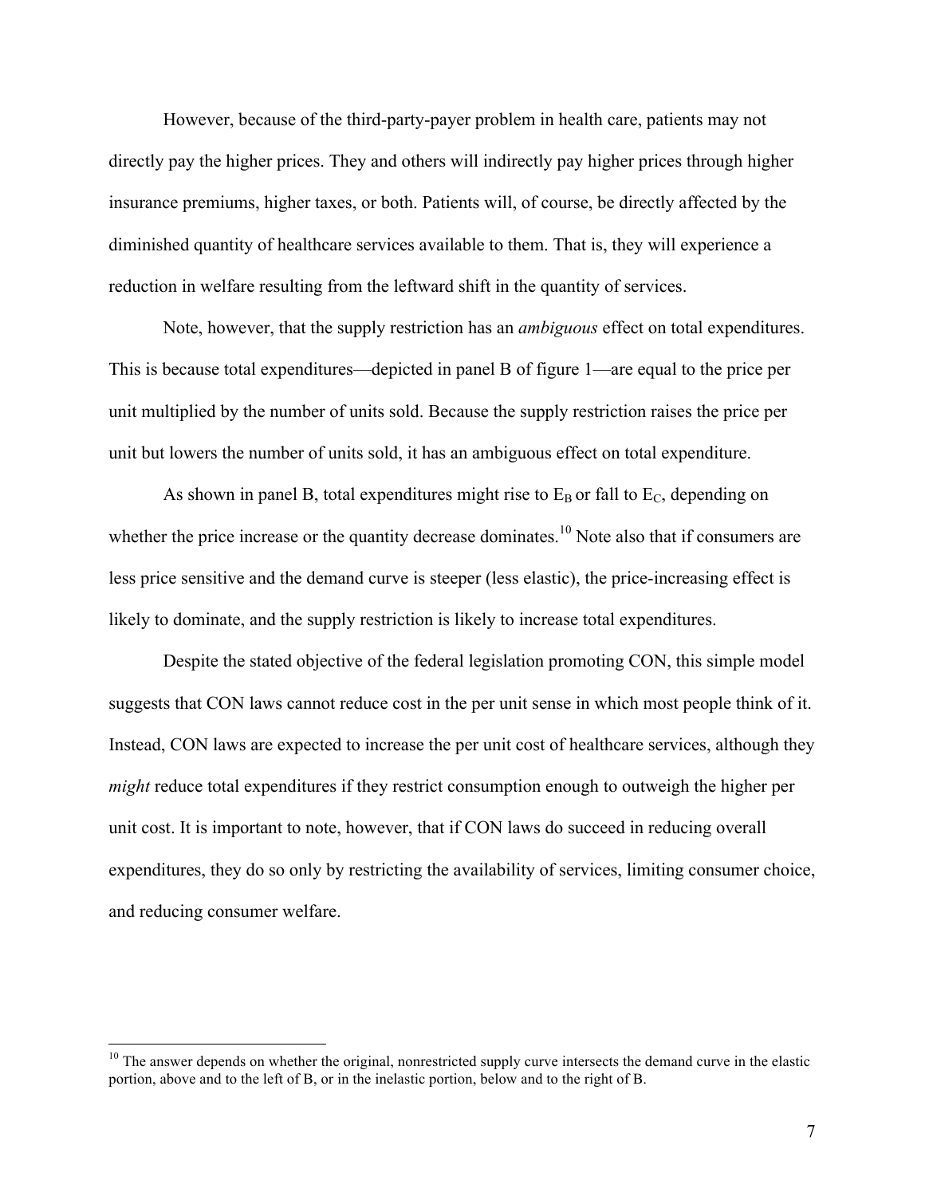However, because of the third-party-payer problem in health care, patients may not directly pay the higher prices. They and others will indirectly pay higher prices through higher insurance premiums, higher taxes, or both. Patients will, of course, be directly affected by the diminished quantity of healthcare services available to them. That is, they will experience a reduction in welfare resulting from the leftward shift in the quantity of services.

Note, however, that the supply restriction has an *ambiguous* effect on total expenditures. This is because total expenditures—depicted in panel B of figure 1—are equal to the price per unit multiplied by the number of units sold. Because the supply restriction raises the price per unit but lowers the number of units sold, it has an ambiguous effect on total expenditure.

As shown in panel B, total expenditures might rise to $E_B$ or fall to $E_C$, depending on whether the price increase or the quantity decrease dominates.[10] Note also that if consumers are less price sensitive and the demand curve is steeper (less elastic), the price-increasing effect is likely to dominate, and the supply restriction is likely to increase total expenditures.

Despite the stated objective of the federal legislation promoting CON, this simple model suggests that CON laws cannot reduce cost in the per unit sense in which most people think of it. Instead, CON laws are expected to increase the per unit cost of healthcare services, although they *might* reduce total expenditures if they restrict consumption enough to outweigh the higher per unit cost. It is important to note, however, that if CON laws do succeed in reducing overall expenditures, they do so only by restricting the availability of services, limiting consumer choice, and reducing consumer welfare.

[10] The answer depends on whether the original, nonrestricted supply curve intersects the demand curve in the elastic portion, above and to the left of B, or in the inelastic portion, below and to the right of B.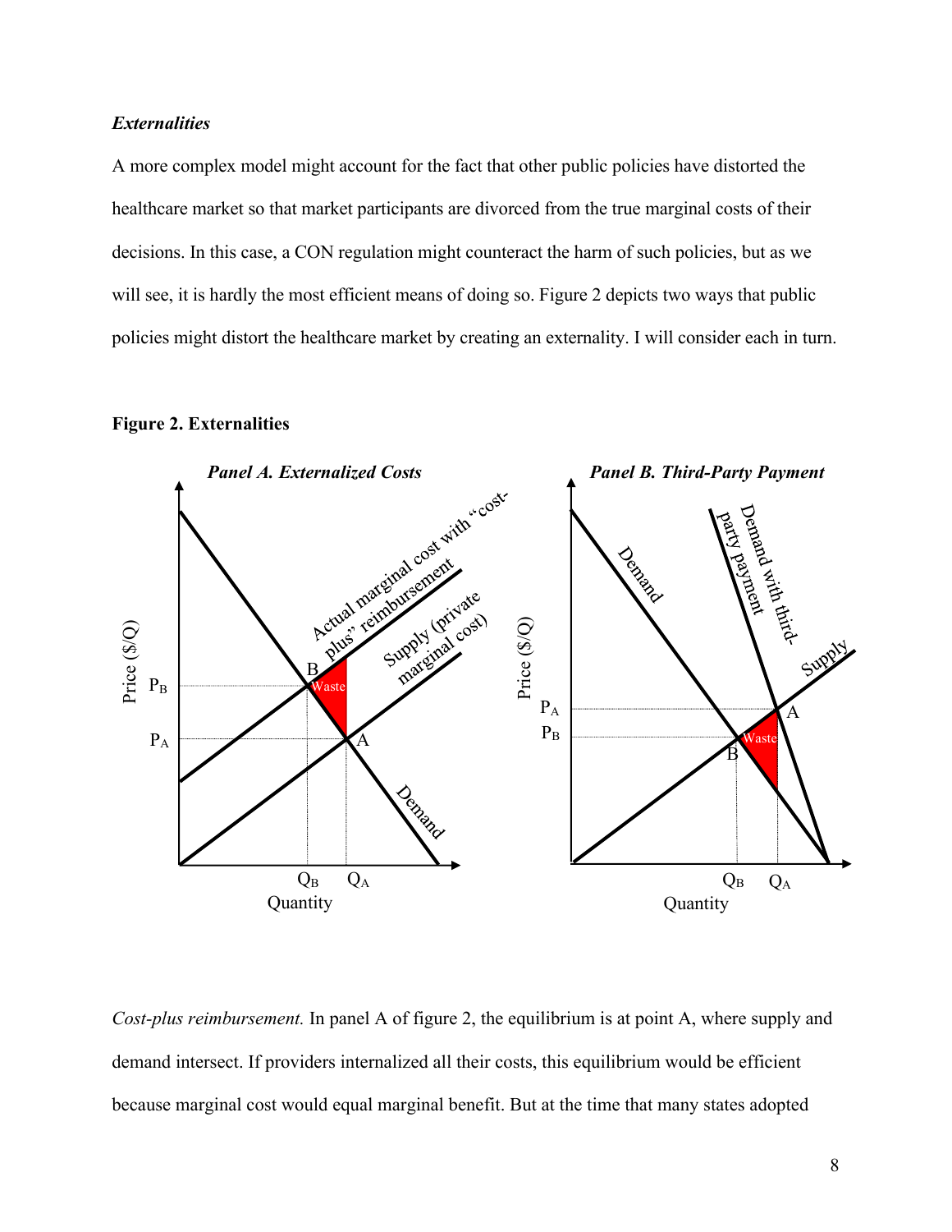*Externalities*

A more complex model might account for the fact that other public policies have distorted the healthcare market so that market participants are divorced from the true marginal costs of their decisions. In this case, a CON regulation might counteract the harm of such policies, but as we will see, it is hardly the most efficient means of doing so. Figure 2 depicts two ways that public policies might distort the healthcare market by creating an externality. I will consider each in turn.

**Figure 2. Externalities**

*Cost-plus reimbursement.* In panel A of figure 2, the equilibrium is at point A, where supply and demand intersect. If providers internalized all their costs, this equilibrium would be efficient because marginal cost would equal marginal benefit. But at the time that many states adopted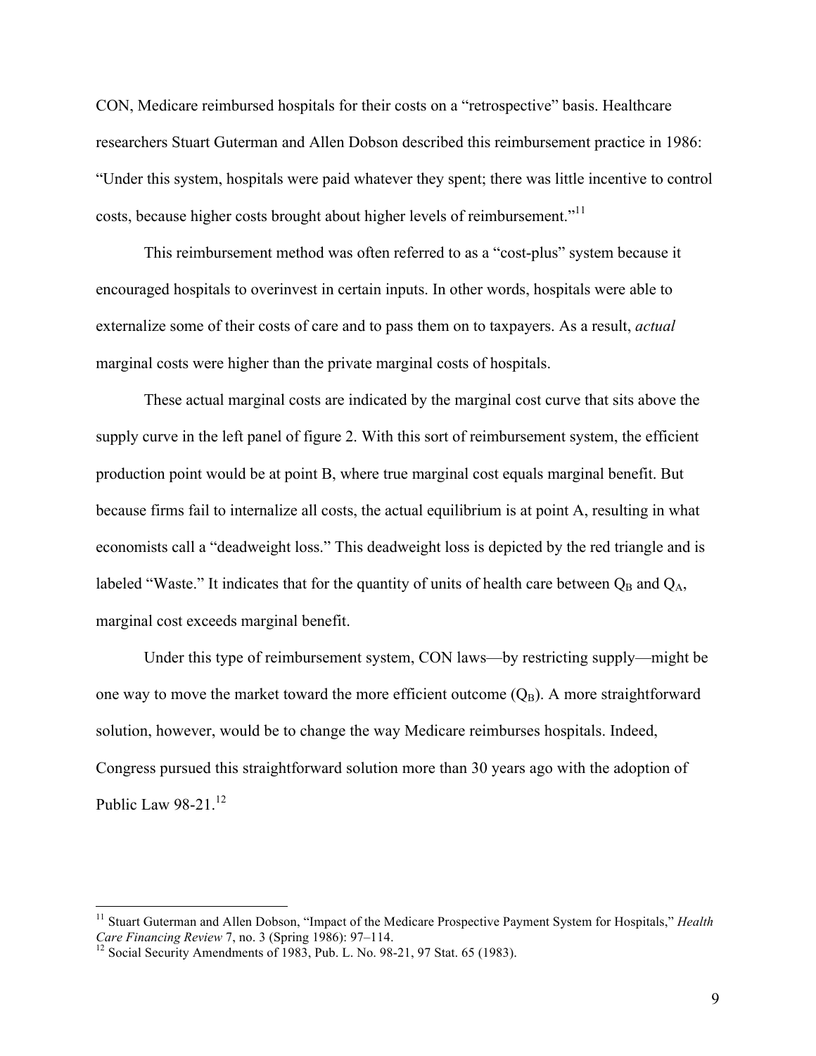CON, Medicare reimbursed hospitals for their costs on a "retrospective" basis. Healthcare researchers Stuart Guterman and Allen Dobson described this reimbursement practice in 1986: "Under this system, hospitals were paid whatever they spent; there was little incentive to control costs, because higher costs brought about higher levels of reimbursement."[11]

This reimbursement method was often referred to as a "cost-plus" system because it encouraged hospitals to overinvest in certain inputs. In other words, hospitals were able to externalize some of their costs of care and to pass them on to taxpayers. As a result, *actual* marginal costs were higher than the private marginal costs of hospitals.

These actual marginal costs are indicated by the marginal cost curve that sits above the supply curve in the left panel of figure 2. With this sort of reimbursement system, the efficient production point would be at point B, where true marginal cost equals marginal benefit. But because firms fail to internalize all costs, the actual equilibrium is at point A, resulting in what economists call a "deadweight loss." This deadweight loss is depicted by the red triangle and is labeled "Waste." It indicates that for the quantity of units of health care between $Q_B$ and $Q_A$, marginal cost exceeds marginal benefit.

Under this type of reimbursement system, CON laws—by restricting supply—might be one way to move the market toward the more efficient outcome ($Q_B$). A more straightforward solution, however, would be to change the way Medicare reimburses hospitals. Indeed, Congress pursued this straightforward solution more than 30 years ago with the adoption of Public Law 98-21.[12]

---

[11] Stuart Guterman and Allen Dobson, "Impact of the Medicare Prospective Payment System for Hospitals," *Health Care Financing Review* 7, no. 3 (Spring 1986): 97–114.

[12] Social Security Amendments of 1983, Pub. L. No. 98-21, 97 Stat. 65 (1983).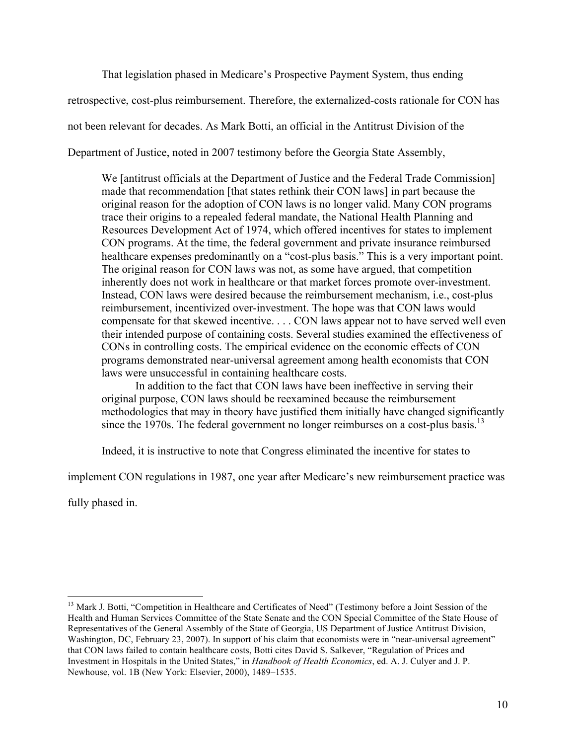That legislation phased in Medicare's Prospective Payment System, thus ending retrospective, cost-plus reimbursement. Therefore, the externalized-costs rationale for CON has not been relevant for decades. As Mark Botti, an official in the Antitrust Division of the Department of Justice, noted in 2007 testimony before the Georgia State Assembly,

> We [antitrust officials at the Department of Justice and the Federal Trade Commission] made that recommendation [that states rethink their CON laws] in part because the original reason for the adoption of CON laws is no longer valid. Many CON programs trace their origins to a repealed federal mandate, the National Health Planning and Resources Development Act of 1974, which offered incentives for states to implement CON programs. At the time, the federal government and private insurance reimbursed healthcare expenses predominantly on a "cost-plus basis." This is a very important point. The original reason for CON laws was not, as some have argued, that competition inherently does not work in healthcare or that market forces promote over-investment. Instead, CON laws were desired because the reimbursement mechanism, i.e., cost-plus reimbursement, incentivized over-investment. The hope was that CON laws would compensate for that skewed incentive. . . . CON laws appear not to have served well even their intended purpose of containing costs. Several studies examined the effectiveness of CONs in controlling costs. The empirical evidence on the economic effects of CON programs demonstrated near-universal agreement among health economists that CON laws were unsuccessful in containing healthcare costs.
>
> In addition to the fact that CON laws have been ineffective in serving their original purpose, CON laws should be reexamined because the reimbursement methodologies that may in theory have justified them initially have changed significantly since the 1970s. The federal government no longer reimburses on a cost-plus basis.[13]

Indeed, it is instructive to note that Congress eliminated the incentive for states to implement CON regulations in 1987, one year after Medicare's new reimbursement practice was fully phased in.

---

[13] Mark J. Botti, "Competition in Healthcare and Certificates of Need" (Testimony before a Joint Session of the Health and Human Services Committee of the State Senate and the CON Special Committee of the State House of Representatives of the General Assembly of the State of Georgia, US Department of Justice Antitrust Division, Washington, DC, February 23, 2007). In support of his claim that economists were in "near-universal agreement" that CON laws failed to contain healthcare costs, Botti cites David S. Salkever, "Regulation of Prices and Investment in Hospitals in the United States," in *Handbook of Health Economics*, ed. A. J. Culyer and J. P. Newhouse, vol. 1B (New York: Elsevier, 2000), 1489–1535.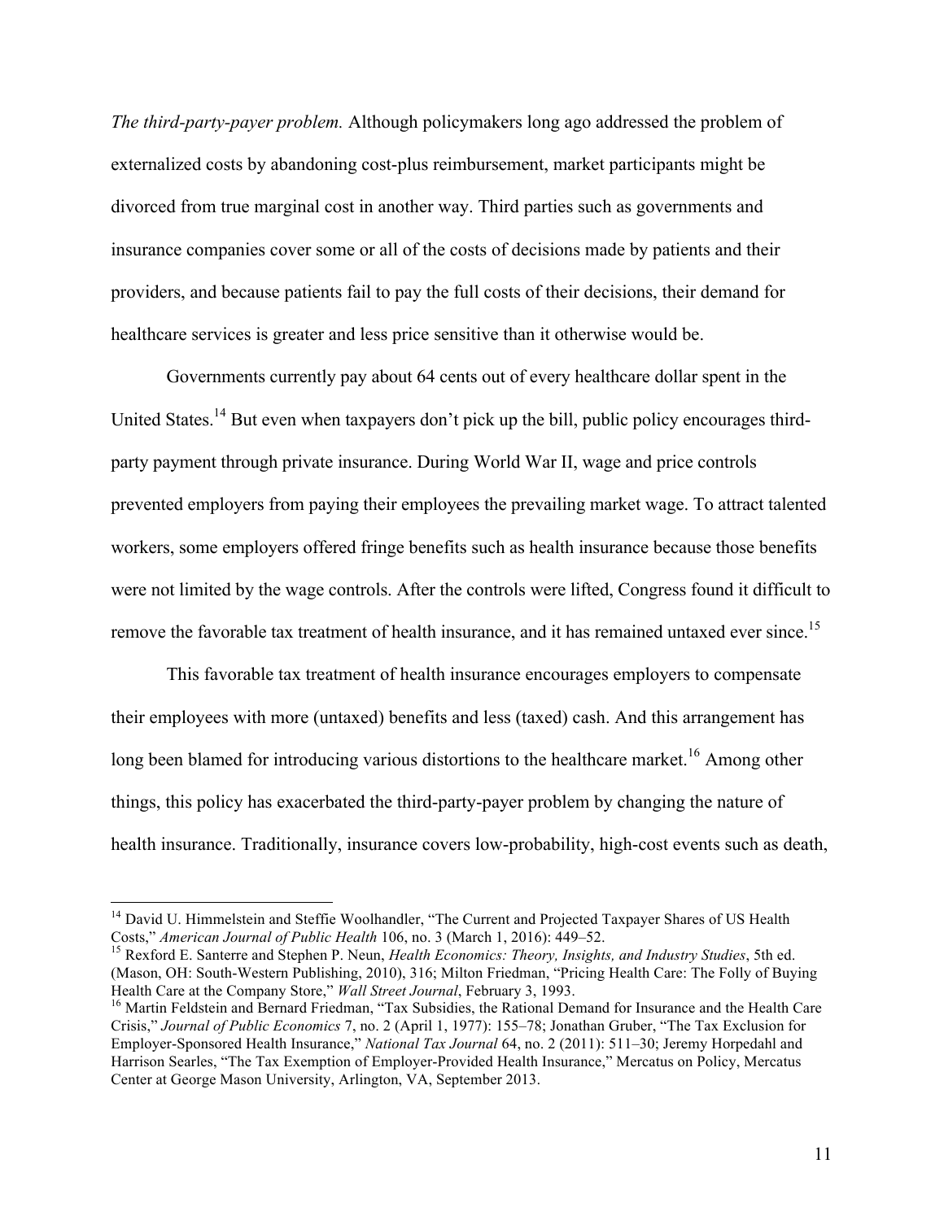*The third-party-payer problem.* Although policymakers long ago addressed the problem of externalized costs by abandoning cost-plus reimbursement, market participants might be divorced from true marginal cost in another way. Third parties such as governments and insurance companies cover some or all of the costs of decisions made by patients and their providers, and because patients fail to pay the full costs of their decisions, their demand for healthcare services is greater and less price sensitive than it otherwise would be.

Governments currently pay about 64 cents out of every healthcare dollar spent in the United States.[14] But even when taxpayers don't pick up the bill, public policy encourages third-party payment through private insurance. During World War II, wage and price controls prevented employers from paying their employees the prevailing market wage. To attract talented workers, some employers offered fringe benefits such as health insurance because those benefits were not limited by the wage controls. After the controls were lifted, Congress found it difficult to remove the favorable tax treatment of health insurance, and it has remained untaxed ever since.[15]

This favorable tax treatment of health insurance encourages employers to compensate their employees with more (untaxed) benefits and less (taxed) cash. And this arrangement has long been blamed for introducing various distortions to the healthcare market.[16] Among other things, this policy has exacerbated the third-party-payer problem by changing the nature of health insurance. Traditionally, insurance covers low-probability, high-cost events such as death,

---

[14] David U. Himmelstein and Steffie Woolhandler, "The Current and Projected Taxpayer Shares of US Health Costs," *American Journal of Public Health* 106, no. 3 (March 1, 2016): 449–52.

[15] Rexford E. Santerre and Stephen P. Neun, *Health Economics: Theory, Insights, and Industry Studies*, 5th ed. (Mason, OH: South-Western Publishing, 2010), 316; Milton Friedman, "Pricing Health Care: The Folly of Buying Health Care at the Company Store," *Wall Street Journal*, February 3, 1993.

[16] Martin Feldstein and Bernard Friedman, "Tax Subsidies, the Rational Demand for Insurance and the Health Care Crisis," *Journal of Public Economics* 7, no. 2 (April 1, 1977): 155–78; Jonathan Gruber, "The Tax Exclusion for Employer-Sponsored Health Insurance," *National Tax Journal* 64, no. 2 (2011): 511–30; Jeremy Horpedahl and Harrison Searles, "The Tax Exemption of Employer-Provided Health Insurance," Mercatus on Policy, Mercatus Center at George Mason University, Arlington, VA, September 2013.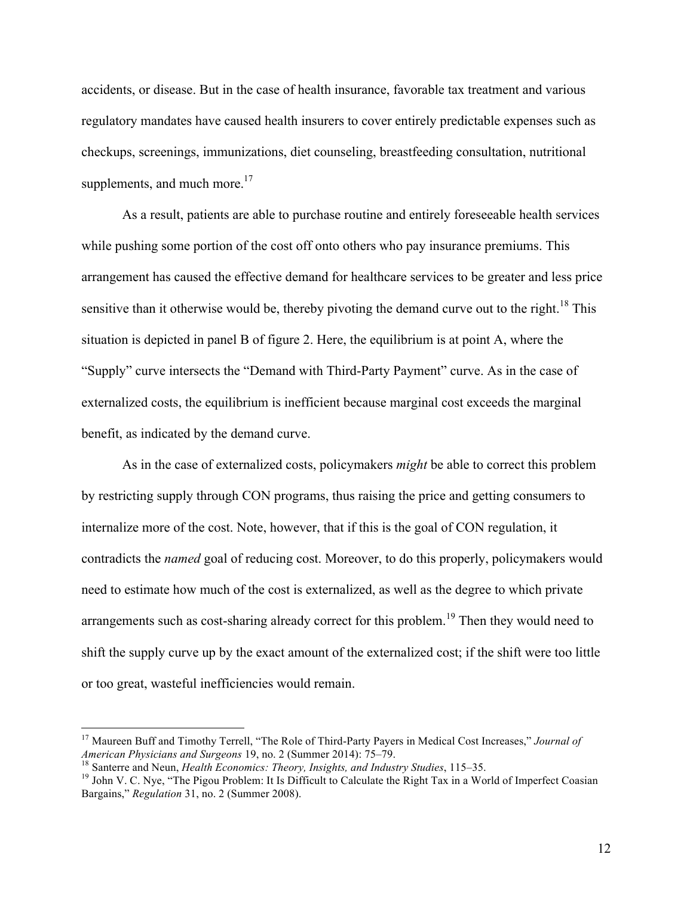accidents, or disease. But in the case of health insurance, favorable tax treatment and various regulatory mandates have caused health insurers to cover entirely predictable expenses such as checkups, screenings, immunizations, diet counseling, breastfeeding consultation, nutritional supplements, and much more.[17]

As a result, patients are able to purchase routine and entirely foreseeable health services while pushing some portion of the cost off onto others who pay insurance premiums. This arrangement has caused the effective demand for healthcare services to be greater and less price sensitive than it otherwise would be, thereby pivoting the demand curve out to the right.[18] This situation is depicted in panel B of figure 2. Here, the equilibrium is at point A, where the "Supply" curve intersects the "Demand with Third-Party Payment" curve. As in the case of externalized costs, the equilibrium is inefficient because marginal cost exceeds the marginal benefit, as indicated by the demand curve.

As in the case of externalized costs, policymakers *might* be able to correct this problem by restricting supply through CON programs, thus raising the price and getting consumers to internalize more of the cost. Note, however, that if this is the goal of CON regulation, it contradicts the *named* goal of reducing cost. Moreover, to do this properly, policymakers would need to estimate how much of the cost is externalized, as well as the degree to which private arrangements such as cost-sharing already correct for this problem.[19] Then they would need to shift the supply curve up by the exact amount of the externalized cost; if the shift were too little or too great, wasteful inefficiencies would remain.

---

[17] Maureen Buff and Timothy Terrell, "The Role of Third-Party Payers in Medical Cost Increases," *Journal of American Physicians and Surgeons* 19, no. 2 (Summer 2014): 75–79.

[18] Santerre and Neun, *Health Economics: Theory, Insights, and Industry Studies*, 115–35.

[19] John V. C. Nye, "The Pigou Problem: It Is Difficult to Calculate the Right Tax in a World of Imperfect Coasian Bargains," *Regulation* 31, no. 2 (Summer 2008).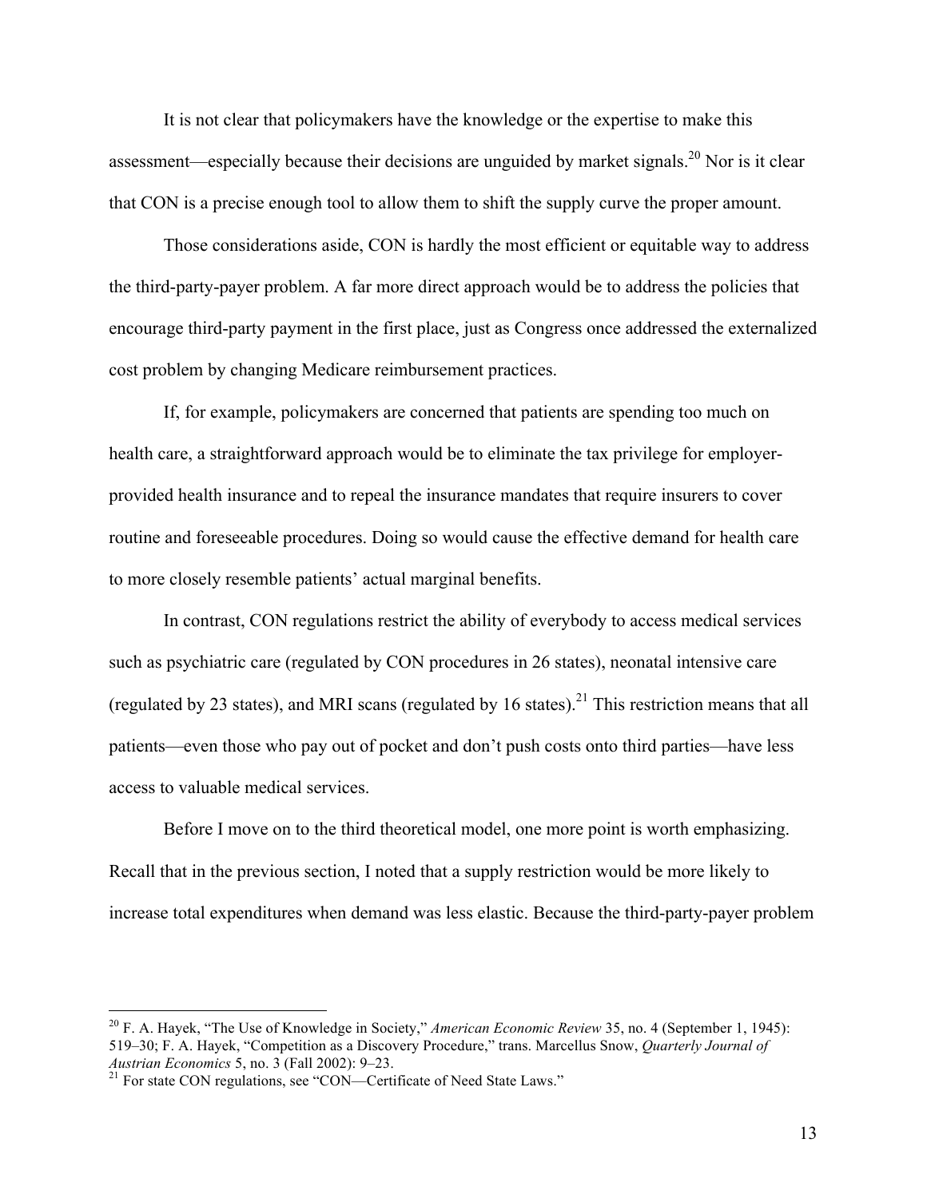It is not clear that policymakers have the knowledge or the expertise to make this assessment—especially because their decisions are unguided by market signals.[20] Nor is it clear that CON is a precise enough tool to allow them to shift the supply curve the proper amount.

Those considerations aside, CON is hardly the most efficient or equitable way to address the third-party-payer problem. A far more direct approach would be to address the policies that encourage third-party payment in the first place, just as Congress once addressed the externalized cost problem by changing Medicare reimbursement practices.

If, for example, policymakers are concerned that patients are spending too much on health care, a straightforward approach would be to eliminate the tax privilege for employer-provided health insurance and to repeal the insurance mandates that require insurers to cover routine and foreseeable procedures. Doing so would cause the effective demand for health care to more closely resemble patients' actual marginal benefits.

In contrast, CON regulations restrict the ability of everybody to access medical services such as psychiatric care (regulated by CON procedures in 26 states), neonatal intensive care (regulated by 23 states), and MRI scans (regulated by 16 states).[21] This restriction means that all patients—even those who pay out of pocket and don't push costs onto third parties—have less access to valuable medical services.

Before I move on to the third theoretical model, one more point is worth emphasizing. Recall that in the previous section, I noted that a supply restriction would be more likely to increase total expenditures when demand was less elastic. Because the third-party-payer problem

---

[20] F. A. Hayek, "The Use of Knowledge in Society," *American Economic Review* 35, no. 4 (September 1, 1945): 519–30; F. A. Hayek, "Competition as a Discovery Procedure," trans. Marcellus Snow, *Quarterly Journal of Austrian Economics* 5, no. 3 (Fall 2002): 9–23.

[21] For state CON regulations, see "CON—Certificate of Need State Laws."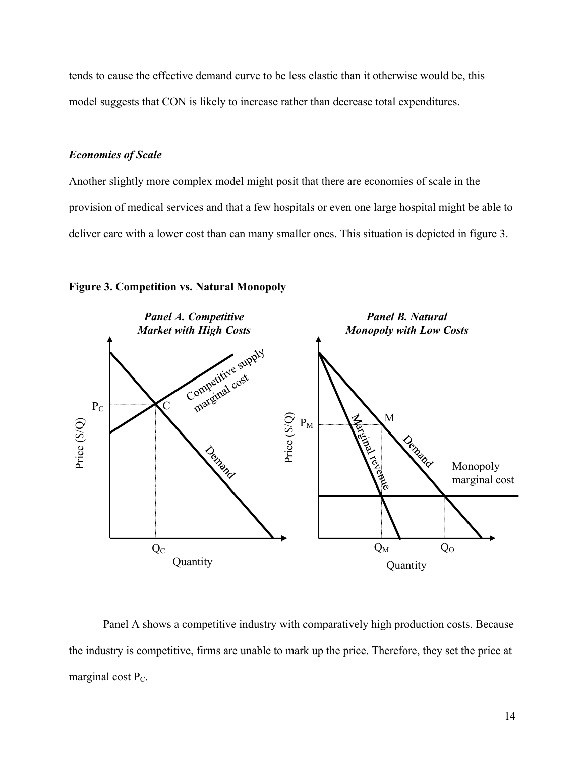tends to cause the effective demand curve to be less elastic than it otherwise would be, this model suggests that CON is likely to increase rather than decrease total expenditures.

### *Economies of Scale*

Another slightly more complex model might posit that there are economies of scale in the provision of medical services and that a few hospitals or even one large hospital might be able to deliver care with a lower cost than can many smaller ones. This situation is depicted in figure 3.

**Figure 3. Competition vs. Natural Monopoly**

Panel A shows a competitive industry with comparatively high production costs. Because the industry is competitive, firms are unable to mark up the price. Therefore, they set the price at marginal cost $P_C$.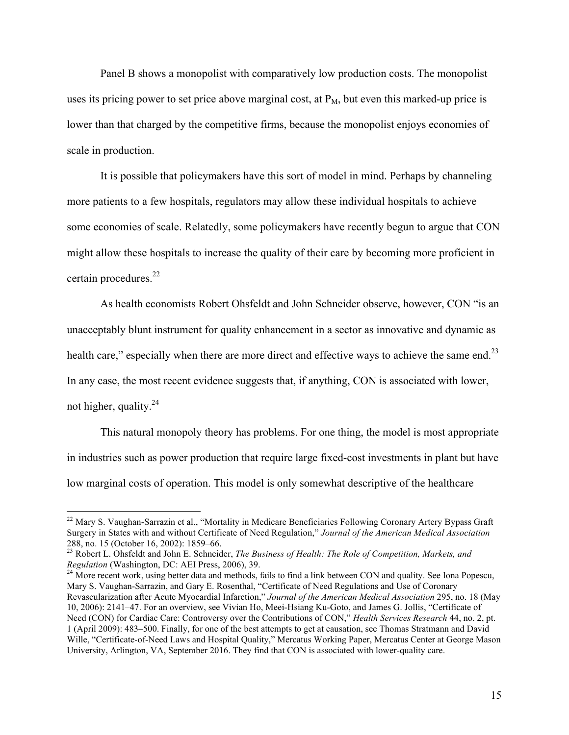Panel B shows a monopolist with comparatively low production costs. The monopolist uses its pricing power to set price above marginal cost, at $P_M$, but even this marked-up price is lower than that charged by the competitive firms, because the monopolist enjoys economies of scale in production.

It is possible that policymakers have this sort of model in mind. Perhaps by channeling more patients to a few hospitals, regulators may allow these individual hospitals to achieve some economies of scale. Relatedly, some policymakers have recently begun to argue that CON might allow these hospitals to increase the quality of their care by becoming more proficient in certain procedures.[22]

As health economists Robert Ohsfeldt and John Schneider observe, however, CON "is an unacceptably blunt instrument for quality enhancement in a sector as innovative and dynamic as health care," especially when there are more direct and effective ways to achieve the same end.[23] In any case, the most recent evidence suggests that, if anything, CON is associated with lower, not higher, quality.[24]

This natural monopoly theory has problems. For one thing, the model is most appropriate in industries such as power production that require large fixed-cost investments in plant but have low marginal costs of operation. This model is only somewhat descriptive of the healthcare

---

[22] Mary S. Vaughan-Sarrazin et al., "Mortality in Medicare Beneficiaries Following Coronary Artery Bypass Graft Surgery in States with and without Certificate of Need Regulation," *Journal of the American Medical Association* 288, no. 15 (October 16, 2002): 1859–66.

[23] Robert L. Ohsfeldt and John E. Schneider, *The Business of Health: The Role of Competition, Markets, and Regulation* (Washington, DC: AEI Press, 2006), 39.

[24] More recent work, using better data and methods, fails to find a link between CON and quality. See Iona Popescu, Mary S. Vaughan-Sarrazin, and Gary E. Rosenthal, "Certificate of Need Regulations and Use of Coronary Revascularization after Acute Myocardial Infarction," *Journal of the American Medical Association* 295, no. 18 (May 10, 2006): 2141–47. For an overview, see Vivian Ho, Meei-Hsiang Ku-Goto, and James G. Jollis, "Certificate of Need (CON) for Cardiac Care: Controversy over the Contributions of CON," *Health Services Research* 44, no. 2, pt. 1 (April 2009): 483–500. Finally, for one of the best attempts to get at causation, see Thomas Stratmann and David Wille, "Certificate-of-Need Laws and Hospital Quality," Mercatus Working Paper, Mercatus Center at George Mason University, Arlington, VA, September 2016. They find that CON is associated with lower-quality care.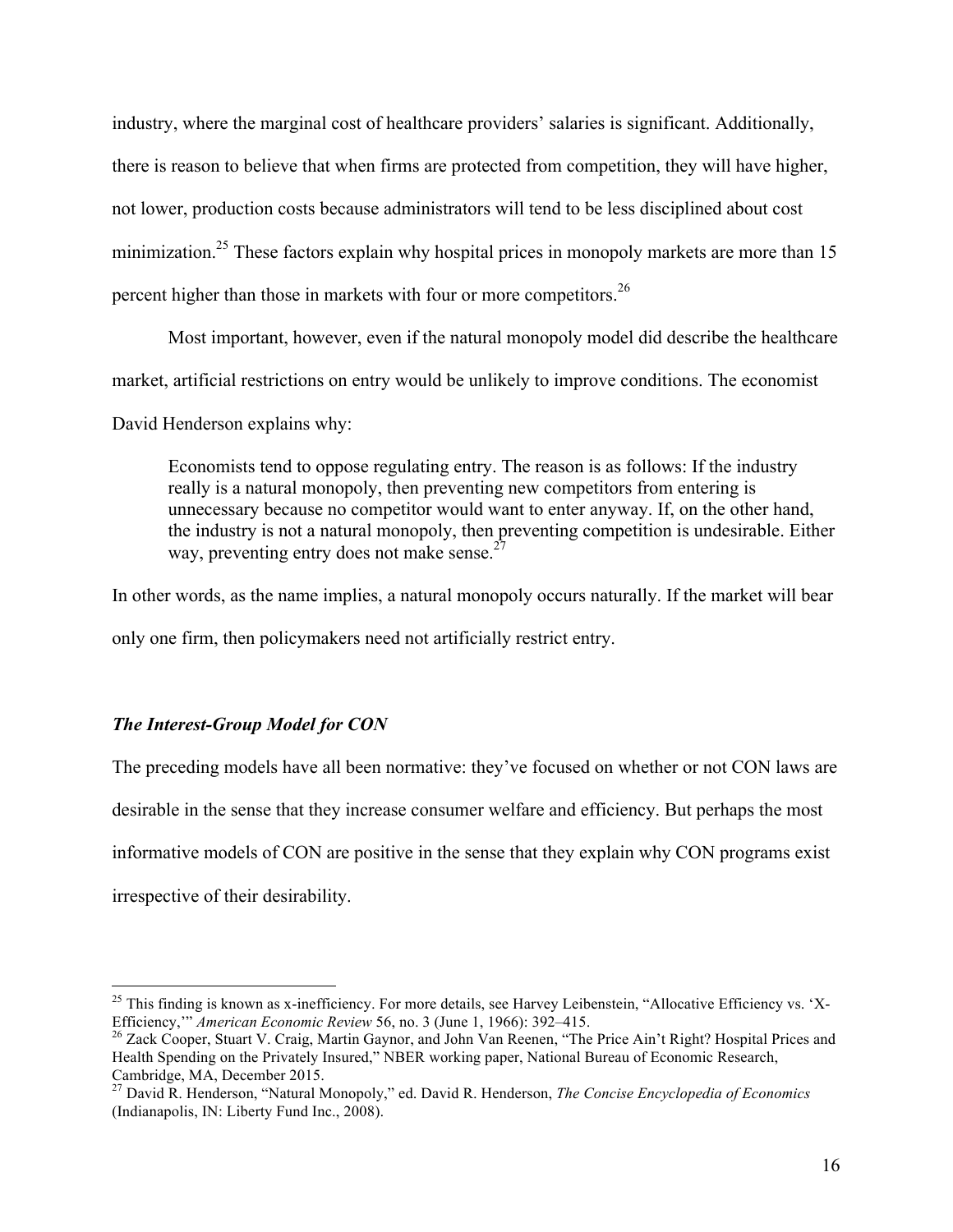industry, where the marginal cost of healthcare providers' salaries is significant. Additionally, there is reason to believe that when firms are protected from competition, they will have higher, not lower, production costs because administrators will tend to be less disciplined about cost minimization.[25] These factors explain why hospital prices in monopoly markets are more than 15 percent higher than those in markets with four or more competitors.[26]

Most important, however, even if the natural monopoly model did describe the healthcare market, artificial restrictions on entry would be unlikely to improve conditions. The economist David Henderson explains why:

> Economists tend to oppose regulating entry. The reason is as follows: If the industry really is a natural monopoly, then preventing new competitors from entering is unnecessary because no competitor would want to enter anyway. If, on the other hand, the industry is not a natural monopoly, then preventing competition is undesirable. Either way, preventing entry does not make sense.[27]

In other words, as the name implies, a natural monopoly occurs naturally. If the market will bear only one firm, then policymakers need not artificially restrict entry.

### *The Interest-Group Model for CON*

The preceding models have all been normative: they've focused on whether or not CON laws are desirable in the sense that they increase consumer welfare and efficiency. But perhaps the most informative models of CON are positive in the sense that they explain why CON programs exist irrespective of their desirability.

---

[25] This finding is known as x-inefficiency. For more details, see Harvey Leibenstein, "Allocative Efficiency vs. 'X-Efficiency,'" *American Economic Review* 56, no. 3 (June 1, 1966): 392–415.

[26] Zack Cooper, Stuart V. Craig, Martin Gaynor, and John Van Reenen, "The Price Ain't Right? Hospital Prices and Health Spending on the Privately Insured," NBER working paper, National Bureau of Economic Research, Cambridge, MA, December 2015.

[27] David R. Henderson, "Natural Monopoly," ed. David R. Henderson, *The Concise Encyclopedia of Economics* (Indianapolis, IN: Liberty Fund Inc., 2008).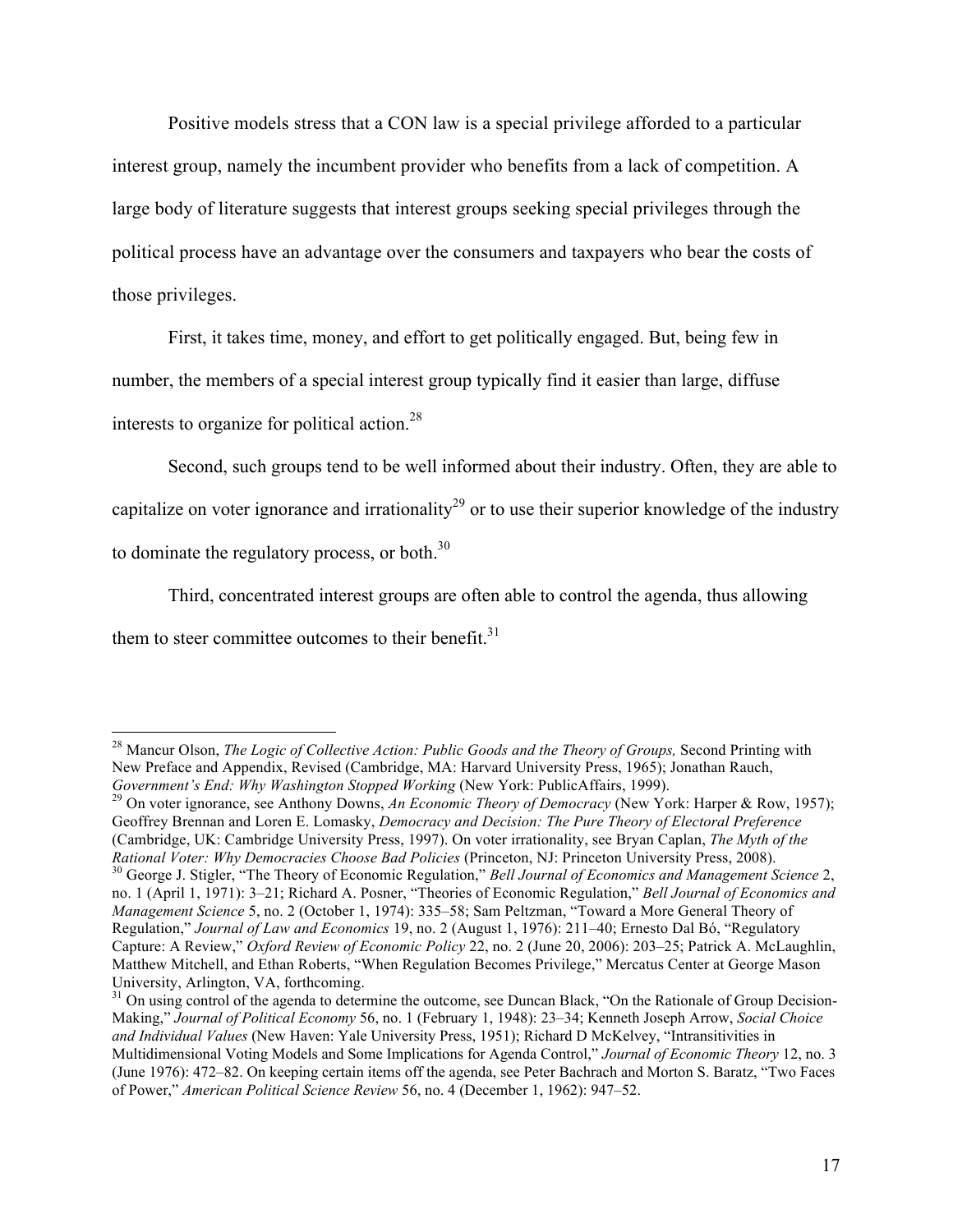Positive models stress that a CON law is a special privilege afforded to a particular interest group, namely the incumbent provider who benefits from a lack of competition. A large body of literature suggests that interest groups seeking special privileges through the political process have an advantage over the consumers and taxpayers who bear the costs of those privileges.

First, it takes time, money, and effort to get politically engaged. But, being few in number, the members of a special interest group typically find it easier than large, diffuse interests to organize for political action.[28]

Second, such groups tend to be well informed about their industry. Often, they are able to capitalize on voter ignorance and irrationality[29] or to use their superior knowledge of the industry to dominate the regulatory process, or both.[30]

Third, concentrated interest groups are often able to control the agenda, thus allowing them to steer committee outcomes to their benefit.[31]

---

[28] Mancur Olson, *The Logic of Collective Action: Public Goods and the Theory of Groups,* Second Printing with New Preface and Appendix, Revised (Cambridge, MA: Harvard University Press, 1965); Jonathan Rauch, *Government's End: Why Washington Stopped Working* (New York: PublicAffairs, 1999).

[29] On voter ignorance, see Anthony Downs, *An Economic Theory of Democracy* (New York: Harper & Row, 1957); Geoffrey Brennan and Loren E. Lomasky, *Democracy and Decision: The Pure Theory of Electoral Preference* (Cambridge, UK: Cambridge University Press, 1997). On voter irrationality, see Bryan Caplan, *The Myth of the Rational Voter: Why Democracies Choose Bad Policies* (Princeton, NJ: Princeton University Press, 2008).

[30] George J. Stigler, "The Theory of Economic Regulation," *Bell Journal of Economics and Management Science* 2, no. 1 (April 1, 1971): 3–21; Richard A. Posner, "Theories of Economic Regulation," *Bell Journal of Economics and Management Science* 5, no. 2 (October 1, 1974): 335–58; Sam Peltzman, "Toward a More General Theory of Regulation," *Journal of Law and Economics* 19, no. 2 (August 1, 1976): 211–40; Ernesto Dal Bó, "Regulatory Capture: A Review," *Oxford Review of Economic Policy* 22, no. 2 (June 20, 2006): 203–25; Patrick A. McLaughlin, Matthew Mitchell, and Ethan Roberts, "When Regulation Becomes Privilege," Mercatus Center at George Mason University, Arlington, VA, forthcoming.

[31] On using control of the agenda to determine the outcome, see Duncan Black, "On the Rationale of Group Decision-Making," *Journal of Political Economy* 56, no. 1 (February 1, 1948): 23–34; Kenneth Joseph Arrow, *Social Choice and Individual Values* (New Haven: Yale University Press, 1951); Richard D McKelvey, "Intransitivities in Multidimensional Voting Models and Some Implications for Agenda Control," *Journal of Economic Theory* 12, no. 3 (June 1976): 472–82. On keeping certain items off the agenda, see Peter Bachrach and Morton S. Baratz, "Two Faces of Power," *American Political Science Review* 56, no. 4 (December 1, 1962): 947–52.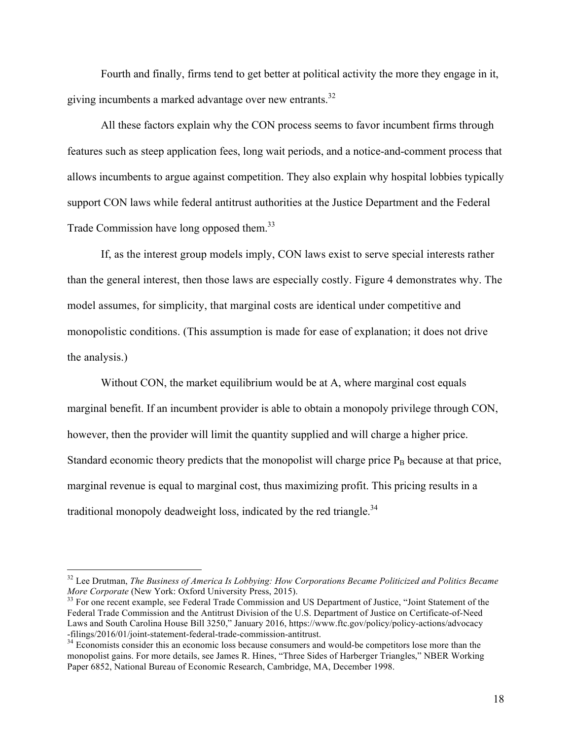Fourth and finally, firms tend to get better at political activity the more they engage in it, giving incumbents a marked advantage over new entrants.[32]

All these factors explain why the CON process seems to favor incumbent firms through features such as steep application fees, long wait periods, and a notice-and-comment process that allows incumbents to argue against competition. They also explain why hospital lobbies typically support CON laws while federal antitrust authorities at the Justice Department and the Federal Trade Commission have long opposed them.[33]

If, as the interest group models imply, CON laws exist to serve special interests rather than the general interest, then those laws are especially costly. Figure 4 demonstrates why. The model assumes, for simplicity, that marginal costs are identical under competitive and monopolistic conditions. (This assumption is made for ease of explanation; it does not drive the analysis.)

Without CON, the market equilibrium would be at A, where marginal cost equals marginal benefit. If an incumbent provider is able to obtain a monopoly privilege through CON, however, then the provider will limit the quantity supplied and will charge a higher price. Standard economic theory predicts that the monopolist will charge price $P_B$ because at that price, marginal revenue is equal to marginal cost, thus maximizing profit. This pricing results in a traditional monopoly deadweight loss, indicated by the red triangle.[34]

---

[32] Lee Drutman, *The Business of America Is Lobbying: How Corporations Became Politicized and Politics Became More Corporate* (New York: Oxford University Press, 2015).

[33] For one recent example, see Federal Trade Commission and US Department of Justice, "Joint Statement of the Federal Trade Commission and the Antitrust Division of the U.S. Department of Justice on Certificate-of-Need Laws and South Carolina House Bill 3250," January 2016, https://www.ftc.gov/policy/policy-actions/advocacy-filings/2016/01/joint-statement-federal-trade-commission-antitrust.

[34] Economists consider this an economic loss because consumers and would-be competitors lose more than the monopolist gains. For more details, see James R. Hines, "Three Sides of Harberger Triangles," NBER Working Paper 6852, National Bureau of Economic Research, Cambridge, MA, December 1998.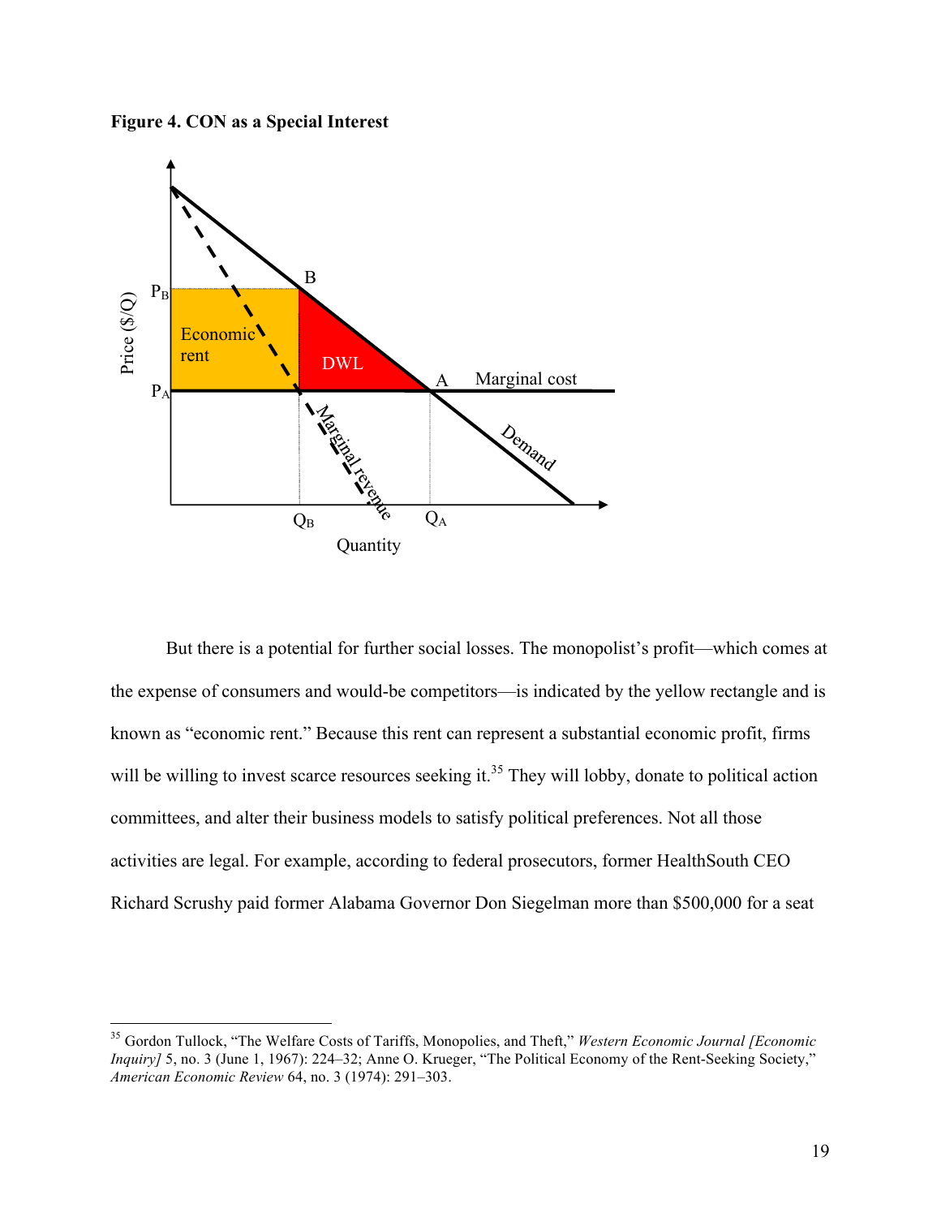**Figure 4. CON as a Special Interest**

But there is a potential for further social losses. The monopolist's profit—which comes at the expense of consumers and would-be competitors—is indicated by the yellow rectangle and is known as "economic rent." Because this rent can represent a substantial economic profit, firms will be willing to invest scarce resources seeking it.[35] They will lobby, donate to political action committees, and alter their business models to satisfy political preferences. Not all those activities are legal. For example, according to federal prosecutors, former HealthSouth CEO Richard Scrushy paid former Alabama Governor Don Siegelman more than $500,000 for a seat

---

[35] Gordon Tullock, "The Welfare Costs of Tariffs, Monopolies, and Theft," *Western Economic Journal [Economic Inquiry]* 5, no. 3 (June 1, 1967): 224–32; Anne O. Krueger, "The Political Economy of the Rent-Seeking Society," *American Economic Review* 64, no. 3 (1974): 291–303.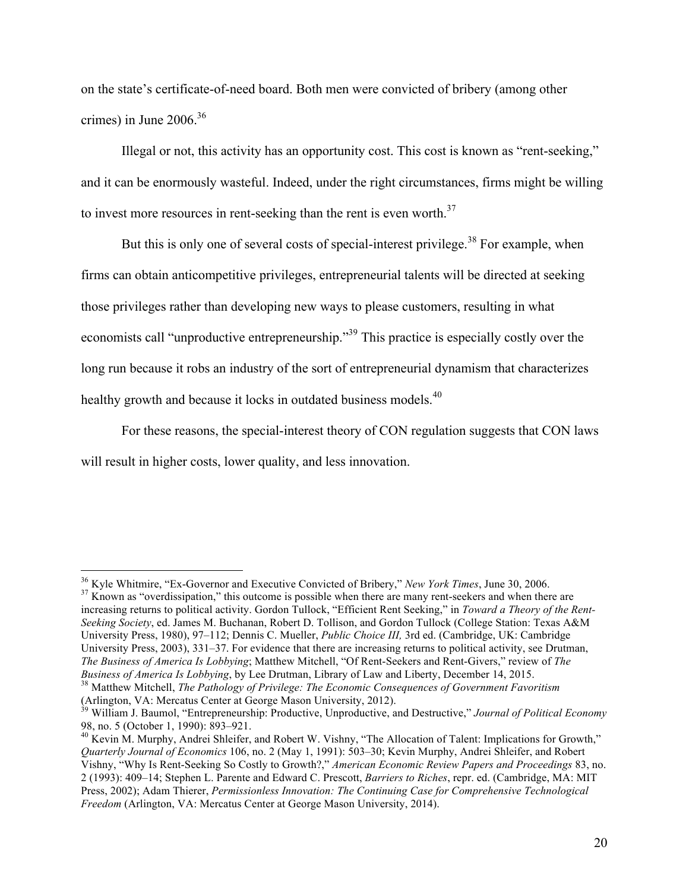on the state's certificate-of-need board. Both men were convicted of bribery (among other crimes) in June 2006.[36]

Illegal or not, this activity has an opportunity cost. This cost is known as "rent-seeking," and it can be enormously wasteful. Indeed, under the right circumstances, firms might be willing to invest more resources in rent-seeking than the rent is even worth.[37]

But this is only one of several costs of special-interest privilege.[38] For example, when firms can obtain anticompetitive privileges, entrepreneurial talents will be directed at seeking those privileges rather than developing new ways to please customers, resulting in what economists call "unproductive entrepreneurship."[39] This practice is especially costly over the long run because it robs an industry of the sort of entrepreneurial dynamism that characterizes healthy growth and because it locks in outdated business models.[40]

For these reasons, the special-interest theory of CON regulation suggests that CON laws will result in higher costs, lower quality, and less innovation.

---

[36] Kyle Whitmire, "Ex-Governor and Executive Convicted of Bribery," *New York Times*, June 30, 2006.

[37] Known as "overdissipation," this outcome is possible when there are many rent-seekers and when there are increasing returns to political activity. Gordon Tullock, "Efficient Rent Seeking," in *Toward a Theory of the Rent-Seeking Society*, ed. James M. Buchanan, Robert D. Tollison, and Gordon Tullock (College Station: Texas A&M University Press, 1980), 97–112; Dennis C. Mueller, *Public Choice III,* 3rd ed. (Cambridge, UK: Cambridge University Press, 2003), 331–37. For evidence that there are increasing returns to political activity, see Drutman, *The Business of America Is Lobbying*; Matthew Mitchell, "Of Rent-Seekers and Rent-Givers," review of *The Business of America Is Lobbying*, by Lee Drutman, Library of Law and Liberty, December 14, 2015.

[38] Matthew Mitchell, *The Pathology of Privilege: The Economic Consequences of Government Favoritism* (Arlington, VA: Mercatus Center at George Mason University, 2012).

[39] William J. Baumol, "Entrepreneurship: Productive, Unproductive, and Destructive," *Journal of Political Economy* 98, no. 5 (October 1, 1990): 893–921.

[40] Kevin M. Murphy, Andrei Shleifer, and Robert W. Vishny, "The Allocation of Talent: Implications for Growth," *Quarterly Journal of Economics* 106, no. 2 (May 1, 1991): 503–30; Kevin Murphy, Andrei Shleifer, and Robert Vishny, "Why Is Rent-Seeking So Costly to Growth?," *American Economic Review Papers and Proceedings* 83, no. 2 (1993): 409–14; Stephen L. Parente and Edward C. Prescott, *Barriers to Riches*, repr. ed. (Cambridge, MA: MIT Press, 2002); Adam Thierer, *Permissionless Innovation: The Continuing Case for Comprehensive Technological Freedom* (Arlington, VA: Mercatus Center at George Mason University, 2014).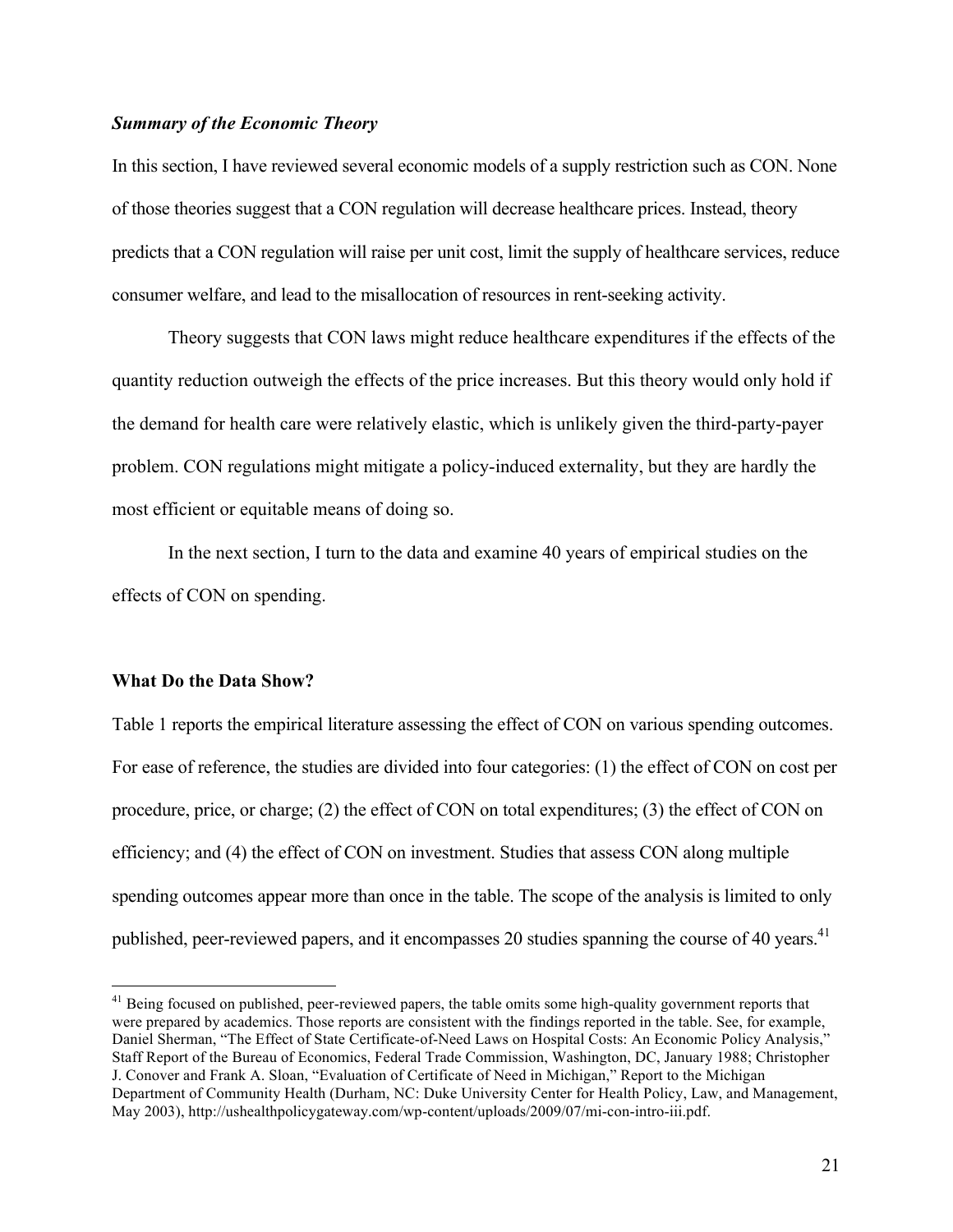### *Summary of the Economic Theory*

In this section, I have reviewed several economic models of a supply restriction such as CON. None of those theories suggest that a CON regulation will decrease healthcare prices. Instead, theory predicts that a CON regulation will raise per unit cost, limit the supply of healthcare services, reduce consumer welfare, and lead to the misallocation of resources in rent-seeking activity.

Theory suggests that CON laws might reduce healthcare expenditures if the effects of the quantity reduction outweigh the effects of the price increases. But this theory would only hold if the demand for health care were relatively elastic, which is unlikely given the third-party-payer problem. CON regulations might mitigate a policy-induced externality, but they are hardly the most efficient or equitable means of doing so.

In the next section, I turn to the data and examine 40 years of empirical studies on the effects of CON on spending.

## What Do the Data Show?

Table 1 reports the empirical literature assessing the effect of CON on various spending outcomes. For ease of reference, the studies are divided into four categories: (1) the effect of CON on cost per procedure, price, or charge; (2) the effect of CON on total expenditures; (3) the effect of CON on efficiency; and (4) the effect of CON on investment. Studies that assess CON along multiple spending outcomes appear more than once in the table. The scope of the analysis is limited to only published, peer-reviewed papers, and it encompasses 20 studies spanning the course of 40 years.[41]

[41] Being focused on published, peer-reviewed papers, the table omits some high-quality government reports that were prepared by academics. Those reports are consistent with the findings reported in the table. See, for example, Daniel Sherman, "The Effect of State Certificate-of-Need Laws on Hospital Costs: An Economic Policy Analysis," Staff Report of the Bureau of Economics, Federal Trade Commission, Washington, DC, January 1988; Christopher J. Conover and Frank A. Sloan, "Evaluation of Certificate of Need in Michigan," Report to the Michigan Department of Community Health (Durham, NC: Duke University Center for Health Policy, Law, and Management, May 2003), http://ushealthpolicygateway.com/wp-content/uploads/2009/07/mi-con-intro-iii.pdf.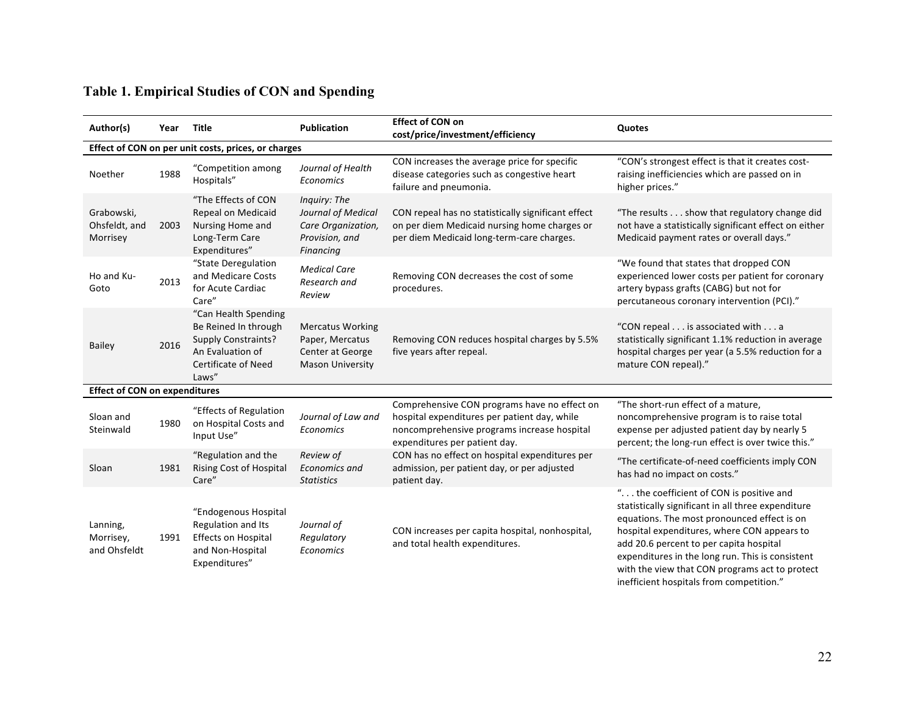**Table 1. Empirical Studies of CON and Spending**

| Author(s) | Year | Title | Publication | Effect of CON on cost/price/investment/efficiency | Quotes |
|---|---|---|---|---|---|
| **Effect of CON on per unit costs, prices, or charges** | | | | | |
| Noether | 1988 | "Competition among Hospitals" | *Journal of Health Economics* | CON increases the average price for specific disease categories such as congestive heart failure and pneumonia. | "CON's strongest effect is that it creates cost-raising inefficiencies which are passed on in higher prices." |
| Grabowski, Ohsfeldt, and Morrisey | 2003 | "The Effects of CON Repeal on Medicaid Nursing Home and Long-Term Care Expenditures" | *Inquiry: The Journal of Medical Care Organization, Provision, and Financing* | CON repeal has no statistically significant effect on per diem Medicaid nursing home charges or per diem Medicaid long-term-care charges. | "The results . . . show that regulatory change did not have a statistically significant effect on either Medicaid payment rates or overall days." |
| Ho and Ku-Goto | 2013 | "State Deregulation and Medicare Costs for Acute Cardiac Care" | *Medical Care Research and Review* | Removing CON decreases the cost of some procedures. | "We found that states that dropped CON experienced lower costs per patient for coronary artery bypass grafts (CABG) but not for percutaneous coronary intervention (PCI)." |
| Bailey | 2016 | "Can Health Spending Be Reined In through Supply Constraints? An Evaluation of Certificate of Need Laws" | Mercatus Working Paper, Mercatus Center at George Mason University | Removing CON reduces hospital charges by 5.5% five years after repeal. | "CON repeal . . . is associated with . . . a statistically significant 1.1% reduction in average hospital charges per year (a 5.5% reduction for a mature CON repeal)." |
| **Effect of CON on expenditures** | | | | | |
| Sloan and Steinwald | 1980 | "Effects of Regulation on Hospital Costs and Input Use" | *Journal of Law and Economics* | Comprehensive CON programs have no effect on hospital expenditures per patient day, while noncomprehensive programs increase hospital expenditures per patient day. | "The short-run effect of a mature, noncomprehensive program is to raise total expense per adjusted patient day by nearly 5 percent; the long-run effect is over twice this." |
| Sloan | 1981 | "Regulation and the Rising Cost of Hospital Care" | *Review of Economics and Statistics* | CON has no effect on hospital expenditures per admission, per patient day, or per adjusted patient day. | "The certificate-of-need coefficients imply CON has had no impact on costs." |
| Lanning, Morrisey, and Ohsfeldt | 1991 | "Endogenous Hospital Regulation and Its Effects on Hospital and Non-Hospital Expenditures" | *Journal of Regulatory Economics* | CON increases per capita hospital, nonhospital, and total health expenditures. | ". . . the coefficient of CON is positive and statistically significant in all three expenditure equations. The most pronounced effect is on hospital expenditures, where CON appears to add 20.6 percent to per capita hospital expenditures in the long run. This is consistent with the view that CON programs act to protect inefficient hospitals from competition." |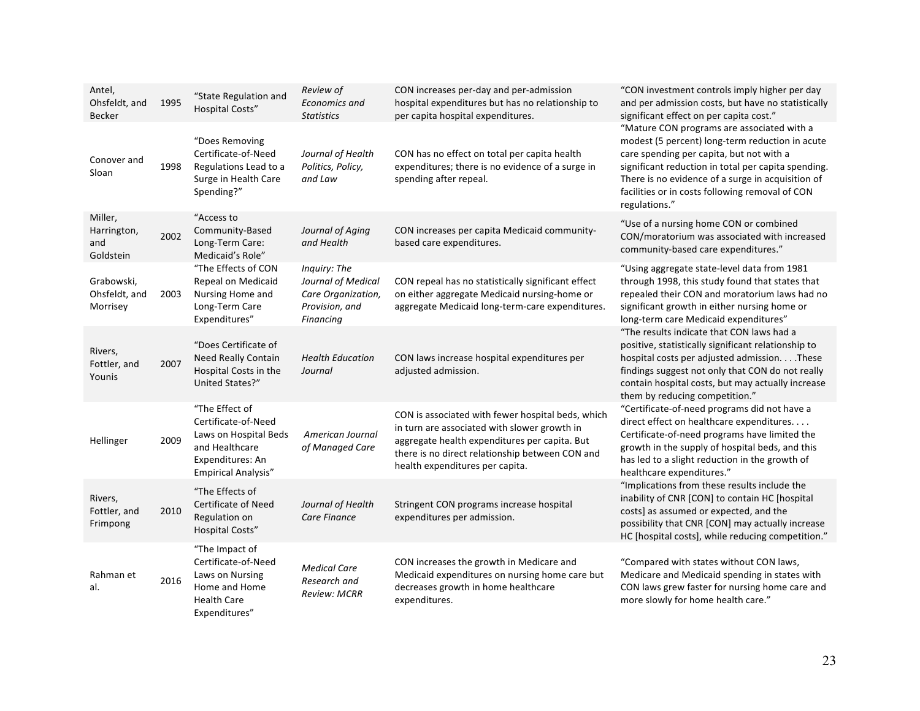| Antel, Ohsfeldt, and Becker | 1995 | "State Regulation and Hospital Costs" | *Review of Economics and Statistics* | CON increases per-day and per-admission hospital expenditures but has no relationship to per capita hospital expenditures. | "CON investment controls imply higher per day and per admission costs, but have no statistically significant effect on per capita cost." |
|---|---|---|---|---|---|
| Conover and Sloan | 1998 | "Does Removing Certificate-of-Need Regulations Lead to a Surge in Health Care Spending?" | *Journal of Health Politics, Policy, and Law* | CON has no effect on total per capita health expenditures; there is no evidence of a surge in spending after repeal. | "Mature CON programs are associated with a modest (5 percent) long-term reduction in acute care spending per capita, but not with a significant reduction in total per capita spending. There is no evidence of a surge in acquisition of facilities or in costs following removal of CON regulations." |
| Miller, Harrington, and Goldstein | 2002 | "Access to Community-Based Long-Term Care: Medicaid's Role" | *Journal of Aging and Health* | CON increases per capita Medicaid community-based care expenditures. | "Use of a nursing home CON or combined CON/moratorium was associated with increased community-based care expenditures." |
| Grabowski, Ohsfeldt, and Morrisey | 2003 | "The Effects of CON Repeal on Medicaid Nursing Home and Long-Term Care Expenditures" | *Inquiry: The Journal of Medical Care Organization, Provision, and Financing* | CON repeal has no statistically significant effect on either aggregate Medicaid nursing-home or aggregate Medicaid long-term-care expenditures. | "Using aggregate state-level data from 1981 through 1998, this study found that states that repealed their CON and moratorium laws had no significant growth in either nursing home or long-term care Medicaid expenditures" |
| Rivers, Fottler, and Younis | 2007 | "Does Certificate of Need Really Contain Hospital Costs in the United States?" | *Health Education Journal* | CON laws increase hospital expenditures per adjusted admission. | "The results indicate that CON laws had a positive, statistically significant relationship to hospital costs per adjusted admission. . . .These findings suggest not only that CON do not really contain hospital costs, but may actually increase them by reducing competition." |
| Hellinger | 2009 | "The Effect of Certificate-of-Need Laws on Hospital Beds and Healthcare Expenditures: An Empirical Analysis" | *American Journal of Managed Care* | CON is associated with fewer hospital beds, which in turn are associated with slower growth in aggregate health expenditures per capita. But there is no direct relationship between CON and health expenditures per capita. | "Certificate-of-need programs did not have a direct effect on healthcare expenditures. . . . Certificate-of-need programs have limited the growth in the supply of hospital beds, and this has led to a slight reduction in the growth of healthcare expenditures." |
| Rivers, Fottler, and Frimpong | 2010 | "The Effects of Certificate of Need Regulation on Hospital Costs" | *Journal of Health Care Finance* | Stringent CON programs increase hospital expenditures per admission. | "Implications from these results include the inability of CNR [CON] to contain HC [hospital costs] as assumed or expected, and the possibility that CNR [CON] may actually increase HC [hospital costs], while reducing competition." |
| Rahman et al. | 2016 | "The Impact of Certificate-of-Need Laws on Nursing Home and Home Health Care Expenditures" | *Medical Care Research and Review: MCRR* | CON increases the growth in Medicare and Medicaid expenditures on nursing home care but decreases growth in home healthcare expenditures. | "Compared with states without CON laws, Medicare and Medicaid spending in states with CON laws grew faster for nursing home care and more slowly for home health care." |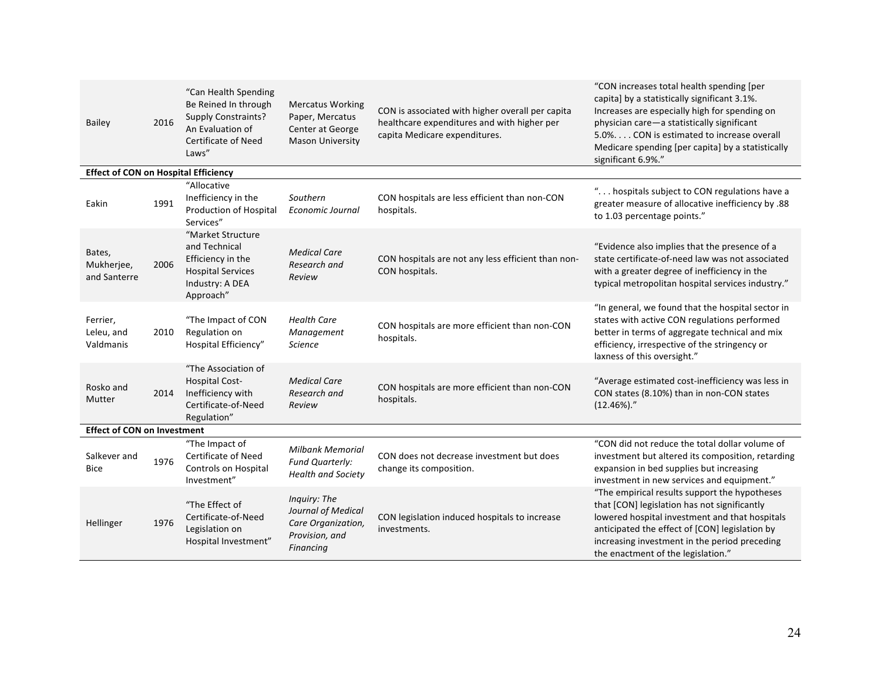| | | | | | |
|---|---|---|---|---|---|
| Bailey | 2016 | "Can Health Spending Be Reined In through Supply Constraints? An Evaluation of Certificate of Need Laws" | Mercatus Working Paper, Mercatus Center at George Mason University | CON is associated with higher overall per capita healthcare expenditures and with higher per capita Medicare expenditures. | "CON increases total health spending [per capita] by a statistically significant 3.1%. Increases are especially high for spending on physician care—a statistically significant 5.0%. . . . CON is estimated to increase overall Medicare spending [per capita] by a statistically significant 6.9%." |
| **Effect of CON on Hospital Efficiency** | | | | | |
| Eakin | 1991 | "Allocative Inefficiency in the Production of Hospital Services" | *Southern Economic Journal* | CON hospitals are less efficient than non-CON hospitals. | ". . . hospitals subject to CON regulations have a greater measure of allocative inefficiency by .88 to 1.03 percentage points." |
| Bates, Mukherjee, and Santerre | 2006 | "Market Structure and Technical Efficiency in the Hospital Services Industry: A DEA Approach" | *Medical Care Research and Review* | CON hospitals are not any less efficient than non-CON hospitals. | "Evidence also implies that the presence of a state certificate-of-need law was not associated with a greater degree of inefficiency in the typical metropolitan hospital services industry." |
| Ferrier, Leleu, and Valdmanis | 2010 | "The Impact of CON Regulation on Hospital Efficiency" | *Health Care Management Science* | CON hospitals are more efficient than non-CON hospitals. | "In general, we found that the hospital sector in states with active CON regulations performed better in terms of aggregate technical and mix efficiency, irrespective of the stringency or laxness of this oversight." |
| Rosko and Mutter | 2014 | "The Association of Hospital Cost-Inefficiency with Certificate-of-Need Regulation" | *Medical Care Research and Review* | CON hospitals are more efficient than non-CON hospitals. | "Average estimated cost-inefficiency was less in CON states (8.10%) than in non-CON states (12.46%)." |
| **Effect of CON on Investment** | | | | | |
| Salkever and Bice | 1976 | "The Impact of Certificate of Need Controls on Hospital Investment" | *Milbank Memorial Fund Quarterly: Health and Society* | CON does not decrease investment but does change its composition. | "CON did not reduce the total dollar volume of investment but altered its composition, retarding expansion in bed supplies but increasing investment in new services and equipment." |
| Hellinger | 1976 | "The Effect of Certificate-of-Need Legislation on Hospital Investment" | *Inquiry: The Journal of Medical Care Organization, Provision, and Financing* | CON legislation induced hospitals to increase investments. | "The empirical results support the hypotheses that [CON] legislation has not significantly lowered hospital investment and that hospitals anticipated the effect of [CON] legislation by increasing investment in the period preceding the enactment of the legislation." |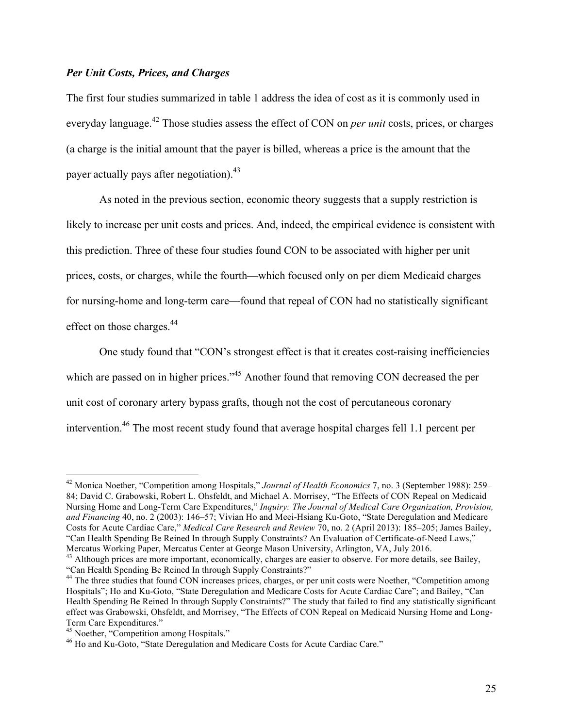### *Per Unit Costs, Prices, and Charges*

The first four studies summarized in table 1 address the idea of cost as it is commonly used in everyday language.[42] Those studies assess the effect of CON on *per unit* costs, prices, or charges (a charge is the initial amount that the payer is billed, whereas a price is the amount that the payer actually pays after negotiation).[43]

As noted in the previous section, economic theory suggests that a supply restriction is likely to increase per unit costs and prices. And, indeed, the empirical evidence is consistent with this prediction. Three of these four studies found CON to be associated with higher per unit prices, costs, or charges, while the fourth—which focused only on per diem Medicaid charges for nursing-home and long-term care—found that repeal of CON had no statistically significant effect on those charges.[44]

One study found that "CON's strongest effect is that it creates cost-raising inefficiencies which are passed on in higher prices."[45] Another found that removing CON decreased the per unit cost of coronary artery bypass grafts, though not the cost of percutaneous coronary intervention.[46] The most recent study found that average hospital charges fell 1.1 percent per

---

[42] Monica Noether, "Competition among Hospitals," *Journal of Health Economics* 7, no. 3 (September 1988): 259–84; David C. Grabowski, Robert L. Ohsfeldt, and Michael A. Morrisey, "The Effects of CON Repeal on Medicaid Nursing Home and Long-Term Care Expenditures," *Inquiry: The Journal of Medical Care Organization, Provision, and Financing* 40, no. 2 (2003): 146–57; Vivian Ho and Meei-Hsiang Ku-Goto, "State Deregulation and Medicare Costs for Acute Cardiac Care," *Medical Care Research and Review* 70, no. 2 (April 2013): 185–205; James Bailey, "Can Health Spending Be Reined In through Supply Constraints? An Evaluation of Certificate-of-Need Laws," Mercatus Working Paper, Mercatus Center at George Mason University, Arlington, VA, July 2016.

[43] Although prices are more important, economically, charges are easier to observe. For more details, see Bailey, "Can Health Spending Be Reined In through Supply Constraints?"

[44] The three studies that found CON increases prices, charges, or per unit costs were Noether, "Competition among Hospitals"; Ho and Ku-Goto, "State Deregulation and Medicare Costs for Acute Cardiac Care"; and Bailey, "Can Health Spending Be Reined In through Supply Constraints?" The study that failed to find any statistically significant effect was Grabowski, Ohsfeldt, and Morrisey, "The Effects of CON Repeal on Medicaid Nursing Home and Long-Term Care Expenditures."

[45] Noether, "Competition among Hospitals."

[46] Ho and Ku-Goto, "State Deregulation and Medicare Costs for Acute Cardiac Care."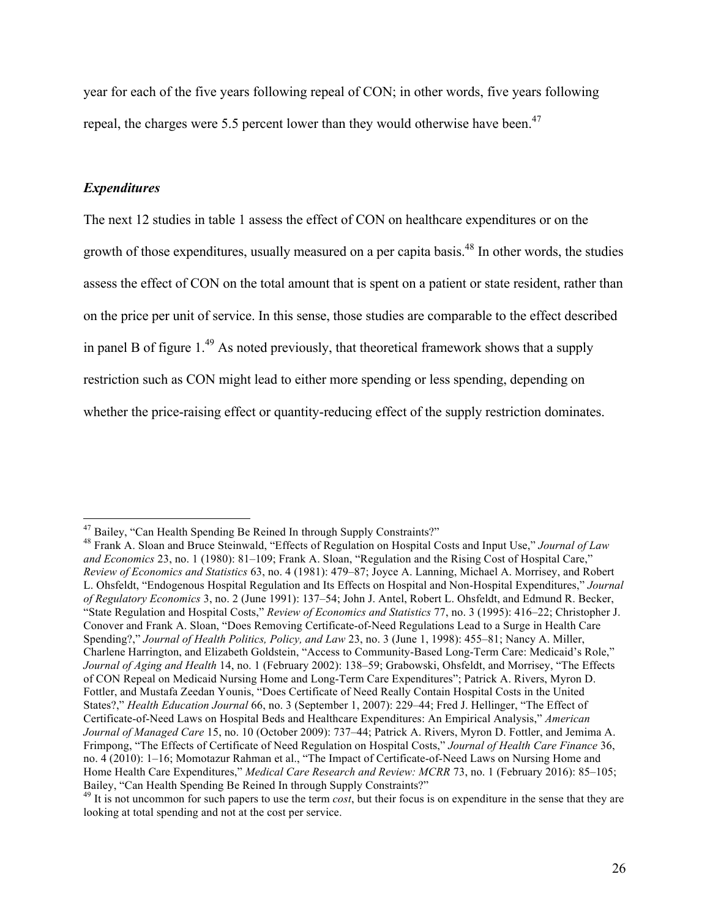year for each of the five years following repeal of CON; in other words, five years following repeal, the charges were 5.5 percent lower than they would otherwise have been.[47]

### *Expenditures*

The next 12 studies in table 1 assess the effect of CON on healthcare expenditures or on the growth of those expenditures, usually measured on a per capita basis.[48] In other words, the studies assess the effect of CON on the total amount that is spent on a patient or state resident, rather than on the price per unit of service. In this sense, those studies are comparable to the effect described in panel B of figure 1.[49] As noted previously, that theoretical framework shows that a supply restriction such as CON might lead to either more spending or less spending, depending on whether the price-raising effect or quantity-reducing effect of the supply restriction dominates.

---

[47] Bailey, "Can Health Spending Be Reined In through Supply Constraints?"

[48] Frank A. Sloan and Bruce Steinwald, "Effects of Regulation on Hospital Costs and Input Use," *Journal of Law and Economics* 23, no. 1 (1980): 81–109; Frank A. Sloan, "Regulation and the Rising Cost of Hospital Care," *Review of Economics and Statistics* 63, no. 4 (1981): 479–87; Joyce A. Lanning, Michael A. Morrisey, and Robert L. Ohsfeldt, "Endogenous Hospital Regulation and Its Effects on Hospital and Non-Hospital Expenditures," *Journal of Regulatory Economics* 3, no. 2 (June 1991): 137–54; John J. Antel, Robert L. Ohsfeldt, and Edmund R. Becker, "State Regulation and Hospital Costs," *Review of Economics and Statistics* 77, no. 3 (1995): 416–22; Christopher J. Conover and Frank A. Sloan, "Does Removing Certificate-of-Need Regulations Lead to a Surge in Health Care Spending?," *Journal of Health Politics, Policy, and Law* 23, no. 3 (June 1, 1998): 455–81; Nancy A. Miller, Charlene Harrington, and Elizabeth Goldstein, "Access to Community-Based Long-Term Care: Medicaid's Role," *Journal of Aging and Health* 14, no. 1 (February 2002): 138–59; Grabowski, Ohsfeldt, and Morrisey, "The Effects of CON Repeal on Medicaid Nursing Home and Long-Term Care Expenditures"; Patrick A. Rivers, Myron D. Fottler, and Mustafa Zeedan Younis, "Does Certificate of Need Really Contain Hospital Costs in the United States?," *Health Education Journal* 66, no. 3 (September 1, 2007): 229–44; Fred J. Hellinger, "The Effect of Certificate-of-Need Laws on Hospital Beds and Healthcare Expenditures: An Empirical Analysis," *American Journal of Managed Care* 15, no. 10 (October 2009): 737–44; Patrick A. Rivers, Myron D. Fottler, and Jemima A. Frimpong, "The Effects of Certificate of Need Regulation on Hospital Costs," *Journal of Health Care Finance* 36, no. 4 (2010): 1–16; Momotazur Rahman et al., "The Impact of Certificate-of-Need Laws on Nursing Home and Home Health Care Expenditures," *Medical Care Research and Review: MCRR* 73, no. 1 (February 2016): 85–105; Bailey, "Can Health Spending Be Reined In through Supply Constraints?"

[49] It is not uncommon for such papers to use the term *cost*, but their focus is on expenditure in the sense that they are looking at total spending and not at the cost per service.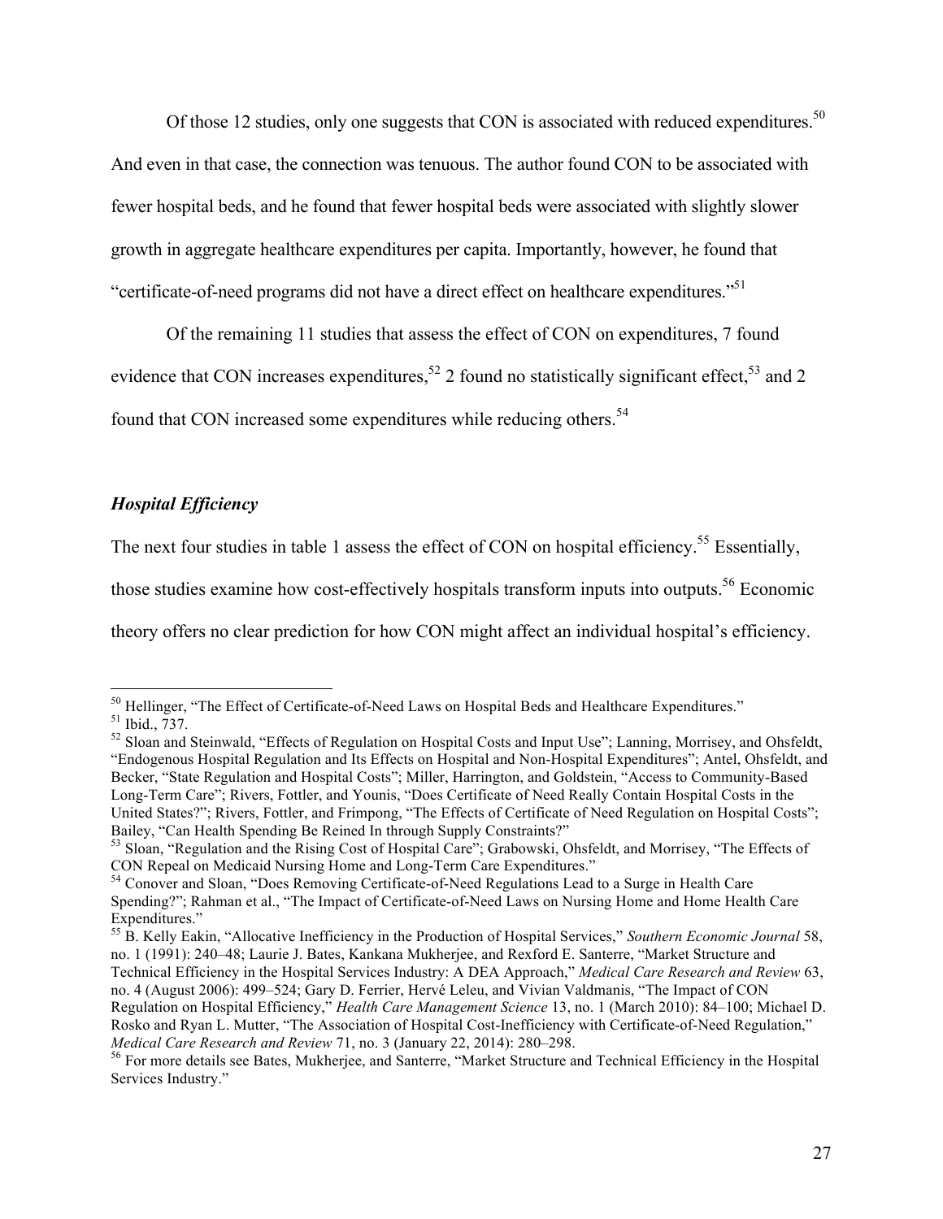Of those 12 studies, only one suggests that CON is associated with reduced expenditures.[50] And even in that case, the connection was tenuous. The author found CON to be associated with fewer hospital beds, and he found that fewer hospital beds were associated with slightly slower growth in aggregate healthcare expenditures per capita. Importantly, however, he found that "certificate-of-need programs did not have a direct effect on healthcare expenditures."[51]

Of the remaining 11 studies that assess the effect of CON on expenditures, 7 found evidence that CON increases expenditures,[52] 2 found no statistically significant effect,[53] and 2 found that CON increased some expenditures while reducing others.[54]

### *Hospital Efficiency*

The next four studies in table 1 assess the effect of CON on hospital efficiency.[55] Essentially, those studies examine how cost-effectively hospitals transform inputs into outputs.[56] Economic theory offers no clear prediction for how CON might affect an individual hospital's efficiency.

---

[50] Hellinger, "The Effect of Certificate-of-Need Laws on Hospital Beds and Healthcare Expenditures."

[51] Ibid., 737.

[52] Sloan and Steinwald, "Effects of Regulation on Hospital Costs and Input Use"; Lanning, Morrisey, and Ohsfeldt, "Endogenous Hospital Regulation and Its Effects on Hospital and Non-Hospital Expenditures"; Antel, Ohsfeldt, and Becker, "State Regulation and Hospital Costs"; Miller, Harrington, and Goldstein, "Access to Community-Based Long-Term Care"; Rivers, Fottler, and Younis, "Does Certificate of Need Really Contain Hospital Costs in the United States?"; Rivers, Fottler, and Frimpong, "The Effects of Certificate of Need Regulation on Hospital Costs"; Bailey, "Can Health Spending Be Reined In through Supply Constraints?"

[53] Sloan, "Regulation and the Rising Cost of Hospital Care"; Grabowski, Ohsfeldt, and Morrisey, "The Effects of CON Repeal on Medicaid Nursing Home and Long-Term Care Expenditures."

[54] Conover and Sloan, "Does Removing Certificate-of-Need Regulations Lead to a Surge in Health Care Spending?"; Rahman et al., "The Impact of Certificate-of-Need Laws on Nursing Home and Home Health Care Expenditures."

[55] B. Kelly Eakin, "Allocative Inefficiency in the Production of Hospital Services," *Southern Economic Journal* 58, no. 1 (1991): 240–48; Laurie J. Bates, Kankana Mukherjee, and Rexford E. Santerre, "Market Structure and Technical Efficiency in the Hospital Services Industry: A DEA Approach," *Medical Care Research and Review* 63, no. 4 (August 2006): 499–524; Gary D. Ferrier, Hervé Leleu, and Vivian Valdmanis, "The Impact of CON Regulation on Hospital Efficiency," *Health Care Management Science* 13, no. 1 (March 2010): 84–100; Michael D. Rosko and Ryan L. Mutter, "The Association of Hospital Cost-Inefficiency with Certificate-of-Need Regulation," *Medical Care Research and Review* 71, no. 3 (January 22, 2014): 280–298.

[56] For more details see Bates, Mukherjee, and Santerre, "Market Structure and Technical Efficiency in the Hospital Services Industry."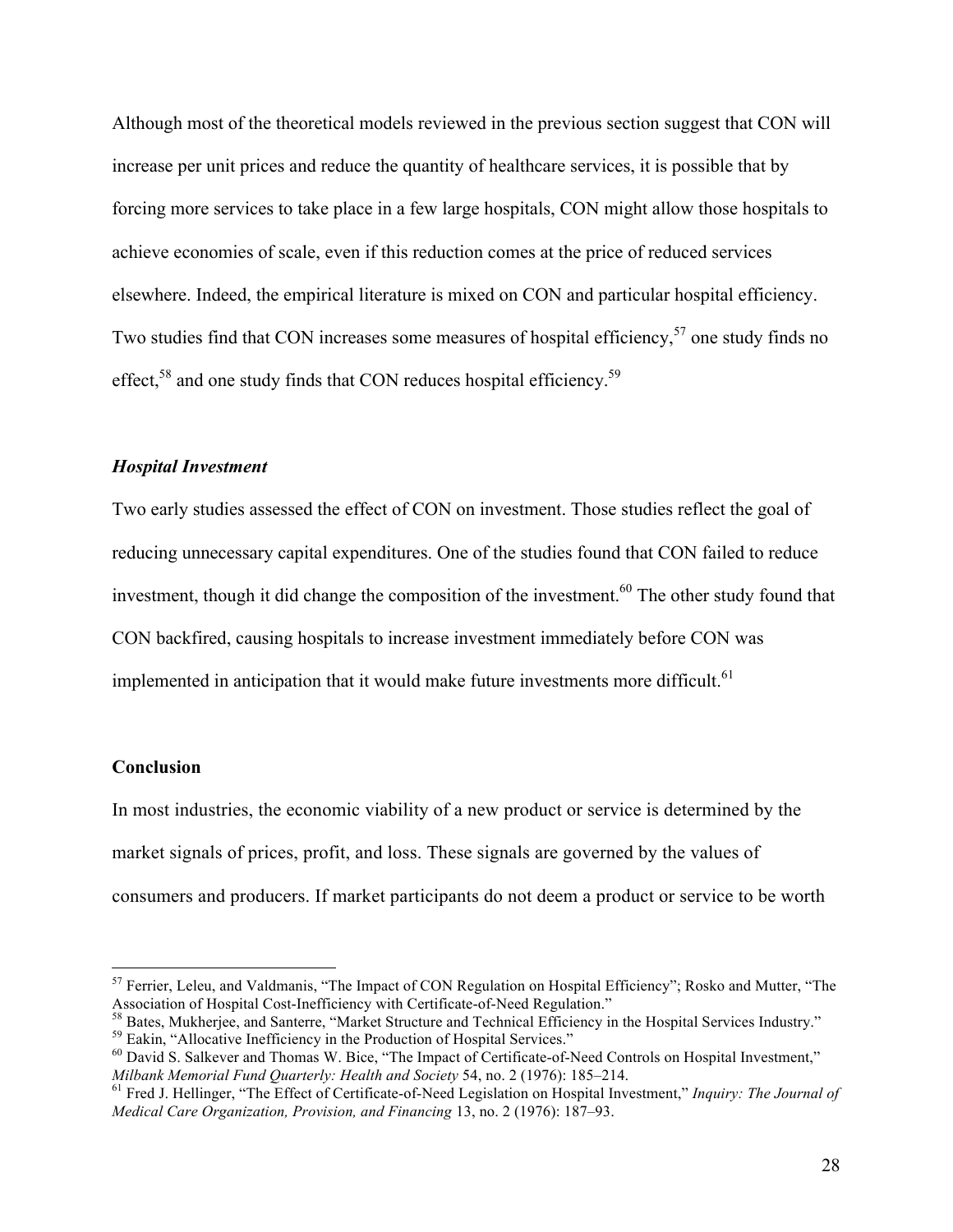Although most of the theoretical models reviewed in the previous section suggest that CON will increase per unit prices and reduce the quantity of healthcare services, it is possible that by forcing more services to take place in a few large hospitals, CON might allow those hospitals to achieve economies of scale, even if this reduction comes at the price of reduced services elsewhere. Indeed, the empirical literature is mixed on CON and particular hospital efficiency. Two studies find that CON increases some measures of hospital efficiency,[57] one study finds no effect,[58] and one study finds that CON reduces hospital efficiency.[59]

### *Hospital Investment*

Two early studies assessed the effect of CON on investment. Those studies reflect the goal of reducing unnecessary capital expenditures. One of the studies found that CON failed to reduce investment, though it did change the composition of the investment.[60] The other study found that CON backfired, causing hospitals to increase investment immediately before CON was implemented in anticipation that it would make future investments more difficult.[61]

## Conclusion

In most industries, the economic viability of a new product or service is determined by the market signals of prices, profit, and loss. These signals are governed by the values of consumers and producers. If market participants do not deem a product or service to be worth

---

[57] Ferrier, Leleu, and Valdmanis, "The Impact of CON Regulation on Hospital Efficiency"; Rosko and Mutter, "The Association of Hospital Cost-Inefficiency with Certificate-of-Need Regulation."

[58] Bates, Mukherjee, and Santerre, "Market Structure and Technical Efficiency in the Hospital Services Industry."

[59] Eakin, "Allocative Inefficiency in the Production of Hospital Services."

[60] David S. Salkever and Thomas W. Bice, "The Impact of Certificate-of-Need Controls on Hospital Investment," *Milbank Memorial Fund Quarterly: Health and Society* 54, no. 2 (1976): 185–214.

[61] Fred J. Hellinger, "The Effect of Certificate-of-Need Legislation on Hospital Investment," *Inquiry: The Journal of Medical Care Organization, Provision, and Financing* 13, no. 2 (1976): 187–93.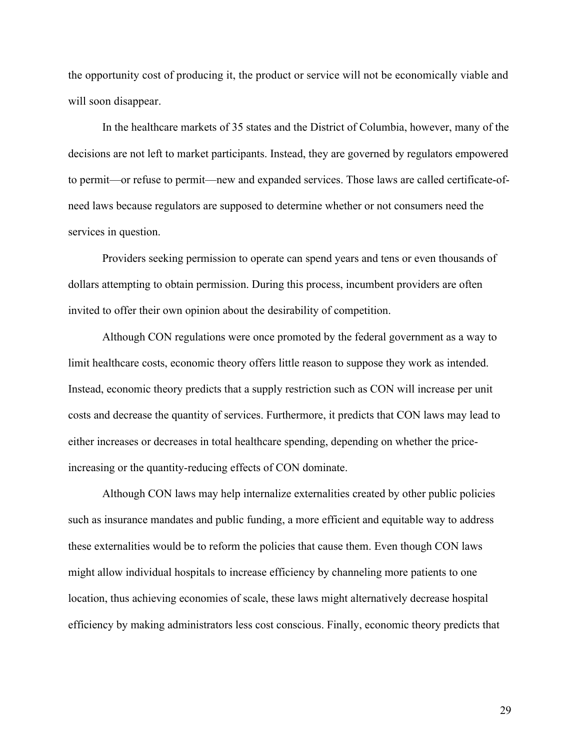the opportunity cost of producing it, the product or service will not be economically viable and will soon disappear.

In the healthcare markets of 35 states and the District of Columbia, however, many of the decisions are not left to market participants. Instead, they are governed by regulators empowered to permit—or refuse to permit—new and expanded services. Those laws are called certificate-of-need laws because regulators are supposed to determine whether or not consumers need the services in question.

Providers seeking permission to operate can spend years and tens or even thousands of dollars attempting to obtain permission. During this process, incumbent providers are often invited to offer their own opinion about the desirability of competition.

Although CON regulations were once promoted by the federal government as a way to limit healthcare costs, economic theory offers little reason to suppose they work as intended. Instead, economic theory predicts that a supply restriction such as CON will increase per unit costs and decrease the quantity of services. Furthermore, it predicts that CON laws may lead to either increases or decreases in total healthcare spending, depending on whether the price-increasing or the quantity-reducing effects of CON dominate.

Although CON laws may help internalize externalities created by other public policies such as insurance mandates and public funding, a more efficient and equitable way to address these externalities would be to reform the policies that cause them. Even though CON laws might allow individual hospitals to increase efficiency by channeling more patients to one location, thus achieving economies of scale, these laws might alternatively decrease hospital efficiency by making administrators less cost conscious. Finally, economic theory predicts that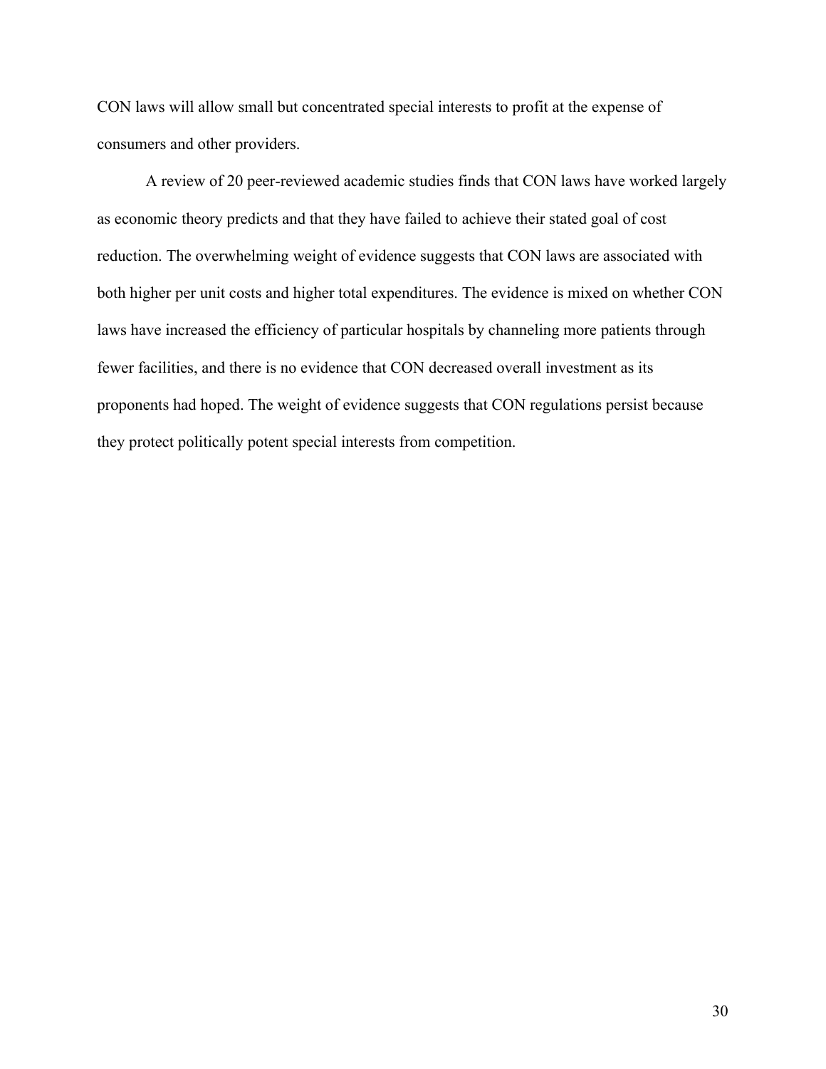CON laws will allow small but concentrated special interests to profit at the expense of consumers and other providers.

A review of 20 peer-reviewed academic studies finds that CON laws have worked largely as economic theory predicts and that they have failed to achieve their stated goal of cost reduction. The overwhelming weight of evidence suggests that CON laws are associated with both higher per unit costs and higher total expenditures. The evidence is mixed on whether CON laws have increased the efficiency of particular hospitals by channeling more patients through fewer facilities, and there is no evidence that CON decreased overall investment as its proponents had hoped. The weight of evidence suggests that CON regulations persist because they protect politically potent special interests from competition.